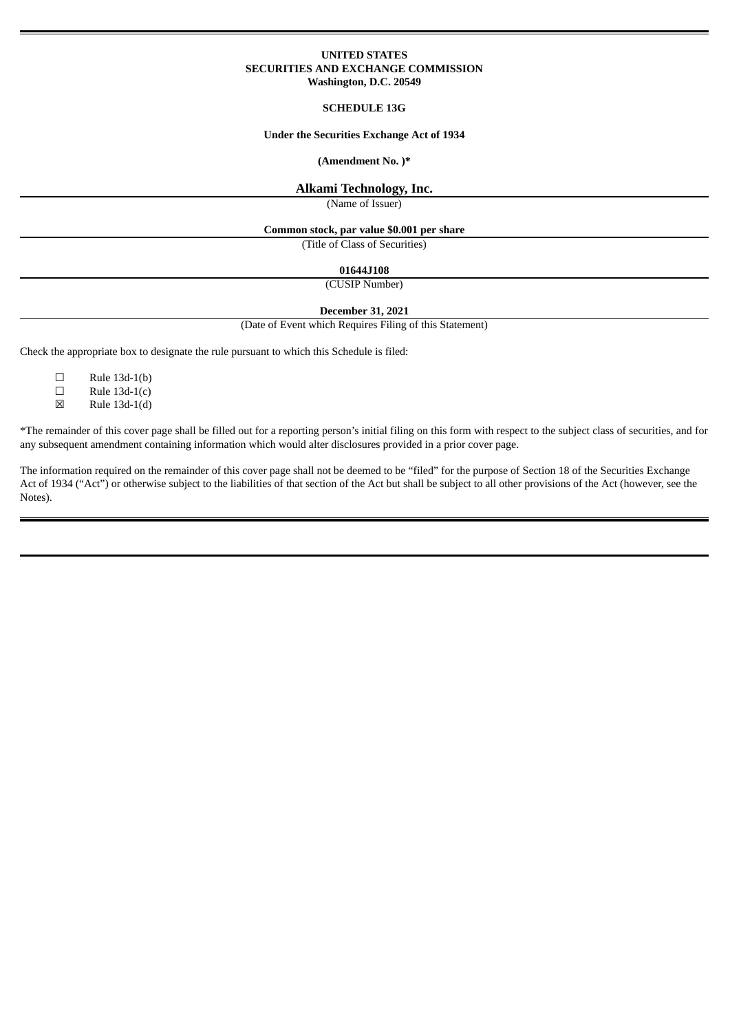**UNITED STATES**
**SECURITIES AND EXCHANGE COMMISSION**
**Washington, D.C. 20549**

**SCHEDULE 13G**

**Under the Securities Exchange Act of 1934**

**(Amendment No. )***

**Alkami Technology, Inc.**

(Name of Issuer)

**Common stock, par value $0.001 per share**

(Title of Class of Securities)

**01644J108**

(CUSIP Number)

**December 31, 2021**

(Date of Event which Requires Filing of this Statement)

Check the appropriate box to designate the rule pursuant to which this Schedule is filed:

☐ Rule 13d-1(b)
☐ Rule 13d-1(c)
☒ Rule 13d-1(d)

*The remainder of this cover page shall be filled out for a reporting person's initial filing on this form with respect to the subject class of securities, and for any subsequent amendment containing information which would alter disclosures provided in a prior cover page.

The information required on the remainder of this cover page shall not be deemed to be "filed" for the purpose of Section 18 of the Securities Exchange Act of 1934 ("Act") or otherwise subject to the liabilities of that section of the Act but shall be subject to all other provisions of the Act (however, see the Notes).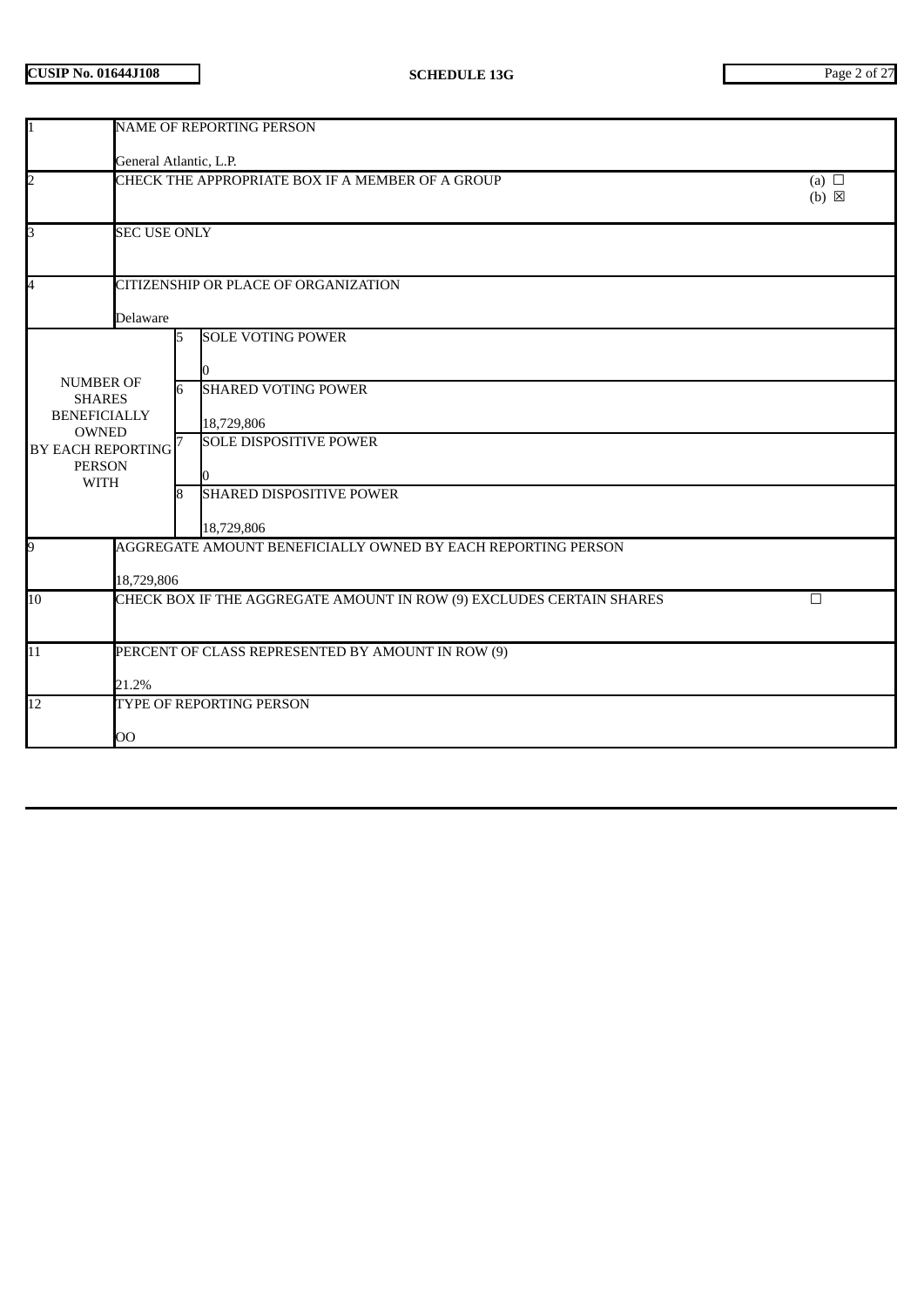| | | | |
|---|---|---|---|
| 1 | NAME OF REPORTING PERSON<br><br>General Atlantic, L.P. | | |
| 2 | CHECK THE APPROPRIATE BOX IF A MEMBER OF A GROUP | | (a) ☐<br>(b) ☒ |
| 3 | SEC USE ONLY | | |
| 4 | CITIZENSHIP OR PLACE OF ORGANIZATION<br><br>Delaware | | |
| NUMBER OF SHARES BENEFICIALLY OWNED BY EACH REPORTING PERSON WITH | 5 | SOLE VOTING POWER<br><br>0 | |
| | 6 | SHARED VOTING POWER<br><br>18,729,806 | |
| | 7 | SOLE DISPOSITIVE POWER<br><br>0 | |
| | 8 | SHARED DISPOSITIVE POWER<br><br>18,729,806 | |
| 9 | AGGREGATE AMOUNT BENEFICIALLY OWNED BY EACH REPORTING PERSON<br><br>18,729,806 | | |
| 10 | CHECK BOX IF THE AGGREGATE AMOUNT IN ROW (9) EXCLUDES CERTAIN SHARES | | ☐ |
| 11 | PERCENT OF CLASS REPRESENTED BY AMOUNT IN ROW (9)<br><br>21.2% | | |
| 12 | TYPE OF REPORTING PERSON<br><br>OO | | |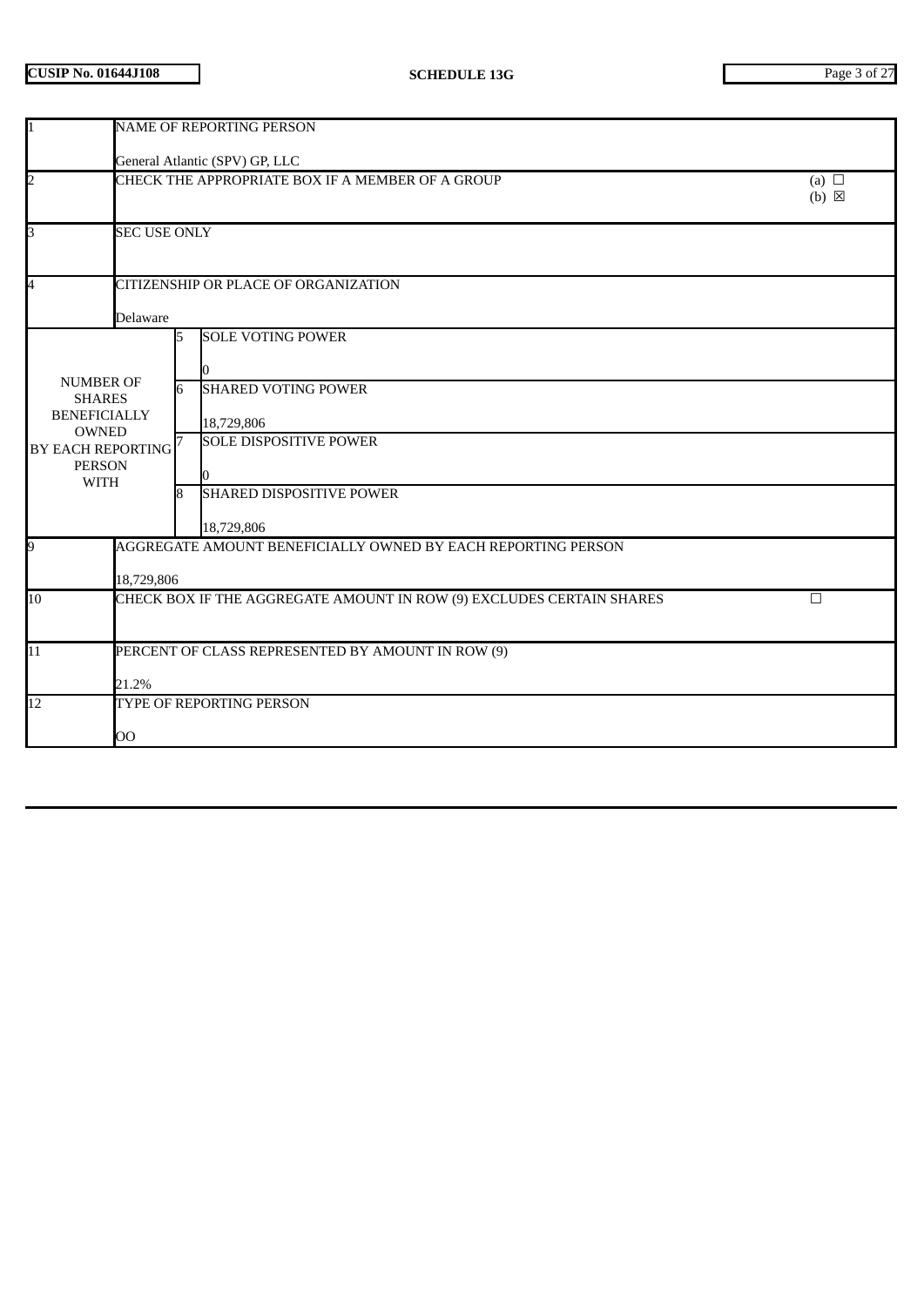| | | | |
|---|---|---|---|
| 1 | NAME OF REPORTING PERSON<br><br>General Atlantic (SPV) GP, LLC | | |
| 2 | CHECK THE APPROPRIATE BOX IF A MEMBER OF A GROUP | | (a) ☐<br>(b) ☒ |
| 3 | SEC USE ONLY | | |
| 4 | CITIZENSHIP OR PLACE OF ORGANIZATION<br><br>Delaware | | |
| NUMBER OF SHARES BENEFICIALLY OWNED BY EACH REPORTING PERSON WITH | 5 | SOLE VOTING POWER<br><br>0 | |
| | 6 | SHARED VOTING POWER<br><br>18,729,806 | |
| | 7 | SOLE DISPOSITIVE POWER<br><br>0 | |
| | 8 | SHARED DISPOSITIVE POWER<br><br>18,729,806 | |
| 9 | AGGREGATE AMOUNT BENEFICIALLY OWNED BY EACH REPORTING PERSON<br><br>18,729,806 | | |
| 10 | CHECK BOX IF THE AGGREGATE AMOUNT IN ROW (9) EXCLUDES CERTAIN SHARES | | ☐ |
| 11 | PERCENT OF CLASS REPRESENTED BY AMOUNT IN ROW (9)<br><br>21.2% | | |
| 12 | TYPE OF REPORTING PERSON<br><br>OO | | |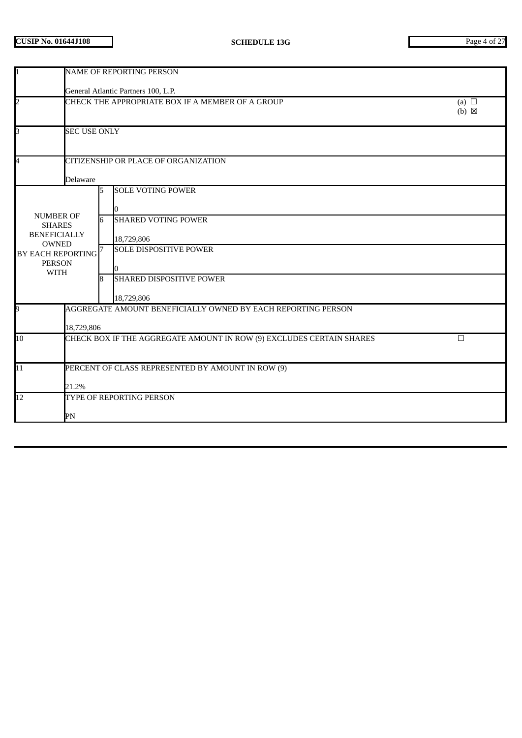**CUSIP No. 01644J108** **SCHEDULE 13G**

| | | | |
|---|---|---|---|
| 1 | NAME OF REPORTING PERSON<br><br>General Atlantic Partners 100, L.P. | | |
| 2 | CHECK THE APPROPRIATE BOX IF A MEMBER OF A GROUP | | (a) ☐<br>(b) ☒ |
| 3 | SEC USE ONLY | | |
| 4 | CITIZENSHIP OR PLACE OF ORGANIZATION<br><br>Delaware | | |
| NUMBER OF SHARES BENEFICIALLY OWNED BY EACH REPORTING PERSON WITH | 5 | SOLE VOTING POWER<br><br>0 | |
| | 6 | SHARED VOTING POWER<br><br>18,729,806 | |
| | 7 | SOLE DISPOSITIVE POWER<br><br>0 | |
| | 8 | SHARED DISPOSITIVE POWER<br><br>18,729,806 | |
| 9 | AGGREGATE AMOUNT BENEFICIALLY OWNED BY EACH REPORTING PERSON<br><br>18,729,806 | | |
| 10 | CHECK BOX IF THE AGGREGATE AMOUNT IN ROW (9) EXCLUDES CERTAIN SHARES | | ☐ |
| 11 | PERCENT OF CLASS REPRESENTED BY AMOUNT IN ROW (9)<br><br>21.2% | | |
| 12 | TYPE OF REPORTING PERSON<br><br>PN | | |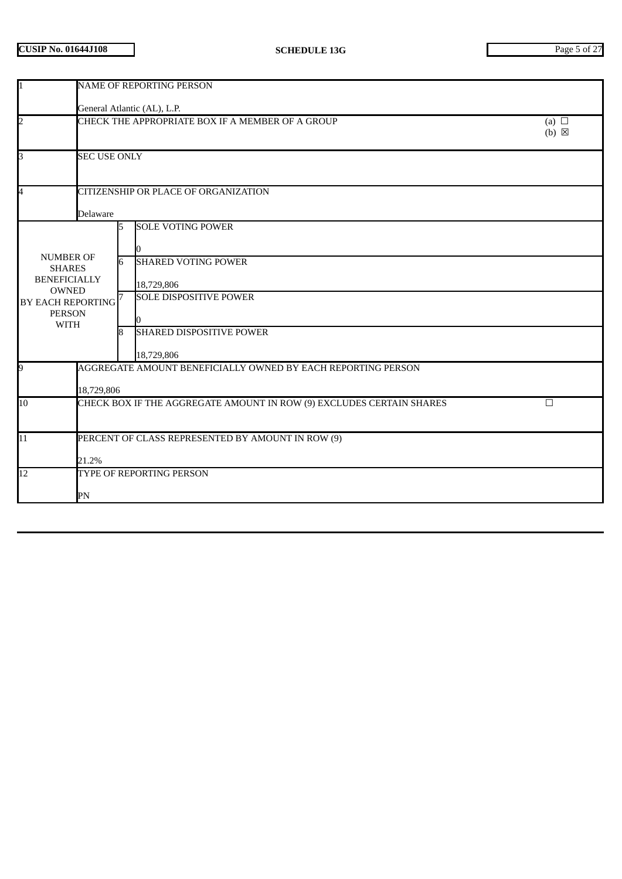| | | | |
|---|---|---|---|
| 1 | NAME OF REPORTING PERSON<br><br>General Atlantic (AL), L.P. | | |
| 2 | CHECK THE APPROPRIATE BOX IF A MEMBER OF A GROUP | | (a) ☐<br>(b) ☒ |
| 3 | SEC USE ONLY | | |
| 4 | CITIZENSHIP OR PLACE OF ORGANIZATION<br><br>Delaware | | |
| NUMBER OF SHARES BENEFICIALLY OWNED BY EACH REPORTING PERSON WITH | 5 | SOLE VOTING POWER<br><br>0 | |
| | 6 | SHARED VOTING POWER<br><br>18,729,806 | |
| | 7 | SOLE DISPOSITIVE POWER<br><br>0 | |
| | 8 | SHARED DISPOSITIVE POWER<br><br>18,729,806 | |
| 9 | AGGREGATE AMOUNT BENEFICIALLY OWNED BY EACH REPORTING PERSON<br><br>18,729,806 | | |
| 10 | CHECK BOX IF THE AGGREGATE AMOUNT IN ROW (9) EXCLUDES CERTAIN SHARES | | ☐ |
| 11 | PERCENT OF CLASS REPRESENTED BY AMOUNT IN ROW (9)<br><br>21.2% | | |
| 12 | TYPE OF REPORTING PERSON<br><br>PN | | |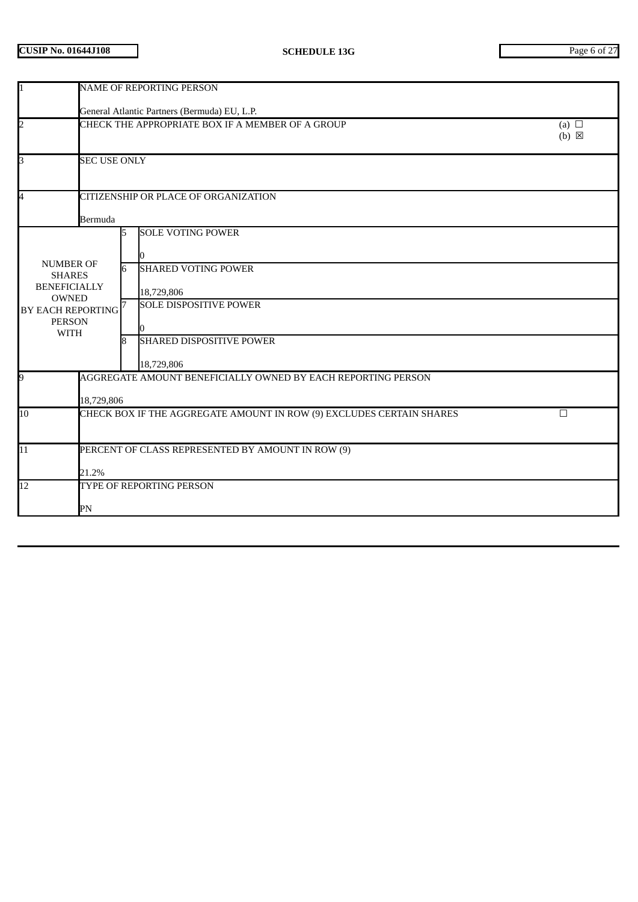| | | | |
|---|---|---|---|
| 1 | NAME OF REPORTING PERSON<br><br>General Atlantic Partners (Bermuda) EU, L.P. | | |
| 2 | CHECK THE APPROPRIATE BOX IF A MEMBER OF A GROUP | | (a) ☐<br>(b) ☒ |
| 3 | SEC USE ONLY | | |
| 4 | CITIZENSHIP OR PLACE OF ORGANIZATION<br><br>Bermuda | | |
| NUMBER OF SHARES BENEFICIALLY OWNED BY EACH REPORTING PERSON WITH | 5 | SOLE VOTING POWER<br><br>0 | |
| | 6 | SHARED VOTING POWER<br><br>18,729,806 | |
| | 7 | SOLE DISPOSITIVE POWER<br><br>0 | |
| | 8 | SHARED DISPOSITIVE POWER<br><br>18,729,806 | |
| 9 | AGGREGATE AMOUNT BENEFICIALLY OWNED BY EACH REPORTING PERSON<br><br>18,729,806 | | |
| 10 | CHECK BOX IF THE AGGREGATE AMOUNT IN ROW (9) EXCLUDES CERTAIN SHARES | | ☐ |
| 11 | PERCENT OF CLASS REPRESENTED BY AMOUNT IN ROW (9)<br><br>21.2% | | |
| 12 | TYPE OF REPORTING PERSON<br><br>PN | | |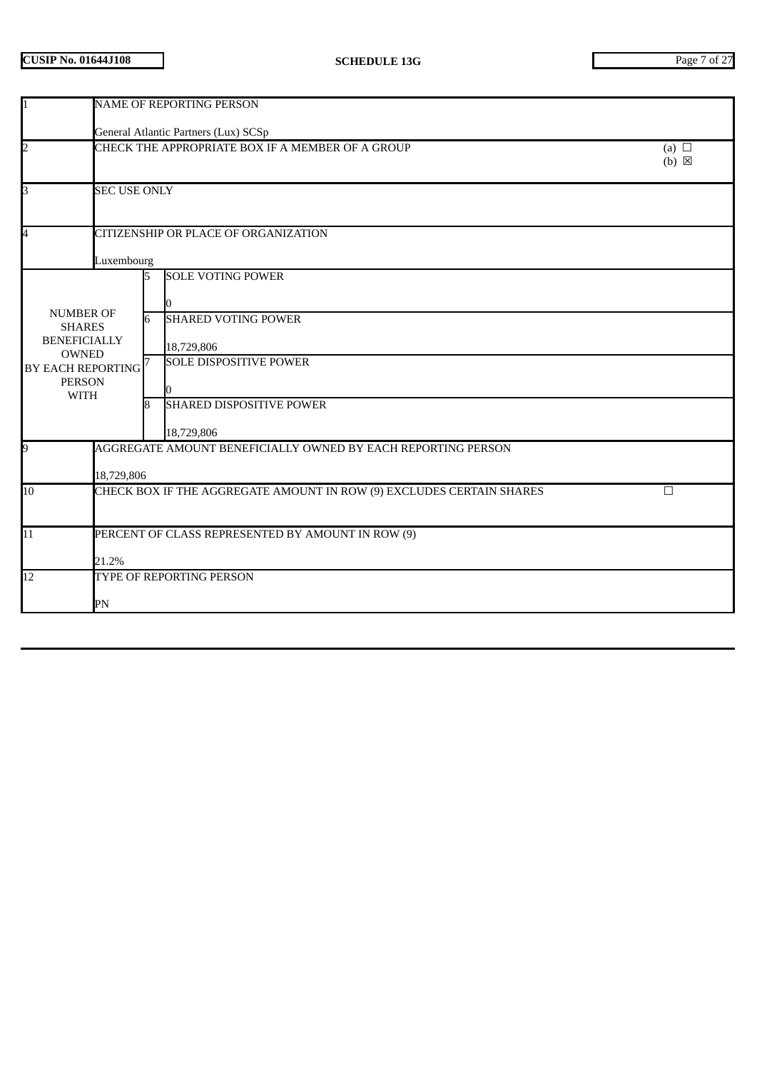**CUSIP No. 01644J108** **SCHEDULE 13G**

| | | | |
|---|---|---|---|
| 1 | NAME OF REPORTING PERSON<br><br>General Atlantic Partners (Lux) SCSp | | |
| 2 | CHECK THE APPROPRIATE BOX IF A MEMBER OF A GROUP | | (a) ☐<br>(b) ☒ |
| 3 | SEC USE ONLY | | |
| 4 | CITIZENSHIP OR PLACE OF ORGANIZATION<br><br>Luxembourg | | |
| NUMBER OF SHARES BENEFICIALLY OWNED BY EACH REPORTING PERSON WITH | 5 | SOLE VOTING POWER<br><br>0 | |
| | 6 | SHARED VOTING POWER<br><br>18,729,806 | |
| | 7 | SOLE DISPOSITIVE POWER<br><br>0 | |
| | 8 | SHARED DISPOSITIVE POWER<br><br>18,729,806 | |
| 9 | AGGREGATE AMOUNT BENEFICIALLY OWNED BY EACH REPORTING PERSON<br><br>18,729,806 | | |
| 10 | CHECK BOX IF THE AGGREGATE AMOUNT IN ROW (9) EXCLUDES CERTAIN SHARES | | ☐ |
| 11 | PERCENT OF CLASS REPRESENTED BY AMOUNT IN ROW (9)<br><br>21.2% | | |
| 12 | TYPE OF REPORTING PERSON<br><br>PN | | |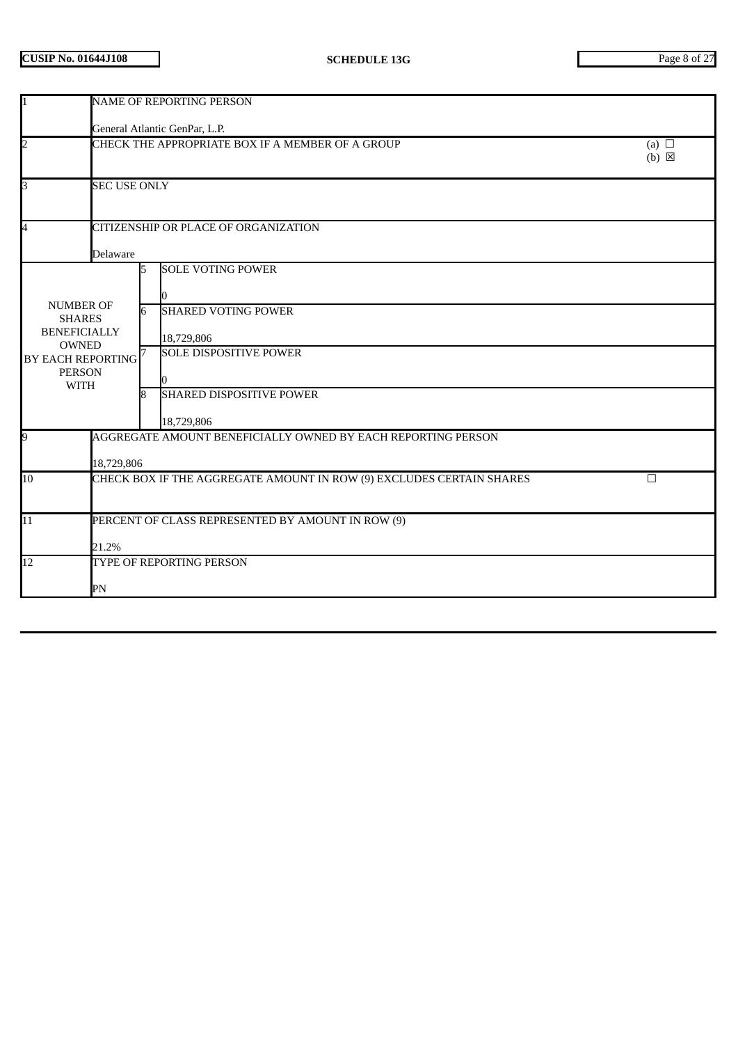| | | | |
|---|---|---|---|
| 1 | NAME OF REPORTING PERSON<br><br>General Atlantic GenPar, L.P. | | |
| 2 | CHECK THE APPROPRIATE BOX IF A MEMBER OF A GROUP | | (a) ☐<br>(b) ☒ |
| 3 | SEC USE ONLY | | |
| 4 | CITIZENSHIP OR PLACE OF ORGANIZATION<br><br>Delaware | | |
| NUMBER OF SHARES BENEFICIALLY OWNED BY EACH REPORTING PERSON WITH | 5 | SOLE VOTING POWER<br><br>0 | |
| | 6 | SHARED VOTING POWER<br><br>18,729,806 | |
| | 7 | SOLE DISPOSITIVE POWER<br><br>0 | |
| | 8 | SHARED DISPOSITIVE POWER<br><br>18,729,806 | |
| 9 | AGGREGATE AMOUNT BENEFICIALLY OWNED BY EACH REPORTING PERSON<br><br>18,729,806 | | |
| 10 | CHECK BOX IF THE AGGREGATE AMOUNT IN ROW (9) EXCLUDES CERTAIN SHARES | | ☐ |
| 11 | PERCENT OF CLASS REPRESENTED BY AMOUNT IN ROW (9)<br><br>21.2% | | |
| 12 | TYPE OF REPORTING PERSON<br><br>PN | | |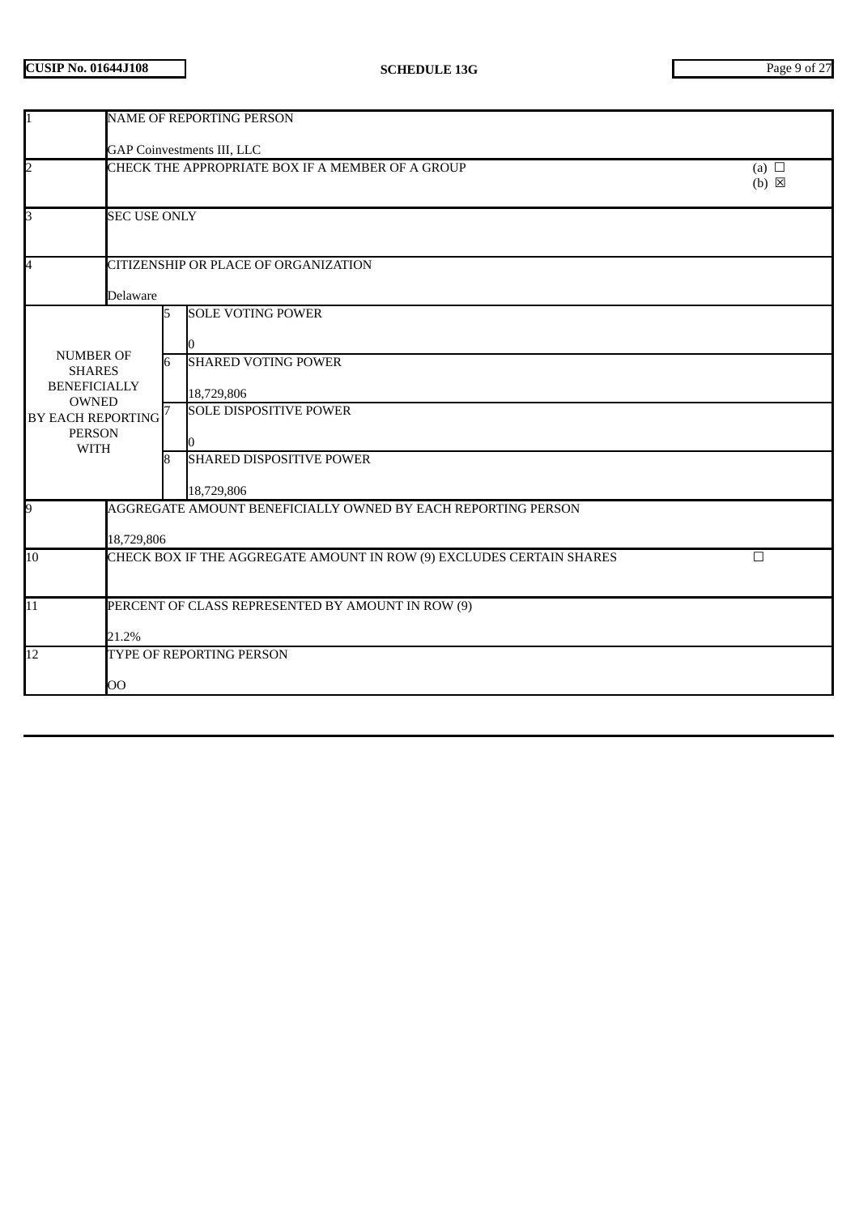| | | | |
|---|---|---|---|
| 1 | NAME OF REPORTING PERSON<br><br>GAP Coinvestments III, LLC | | |
| 2 | CHECK THE APPROPRIATE BOX IF A MEMBER OF A GROUP | | (a) ☐<br>(b) ☒ |
| 3 | SEC USE ONLY | | |
| 4 | CITIZENSHIP OR PLACE OF ORGANIZATION<br><br>Delaware | | |
| NUMBER OF SHARES BENEFICIALLY OWNED BY EACH REPORTING PERSON WITH | 5 | SOLE VOTING POWER<br><br>0 | |
| | 6 | SHARED VOTING POWER<br><br>18,729,806 | |
| | 7 | SOLE DISPOSITIVE POWER<br><br>0 | |
| | 8 | SHARED DISPOSITIVE POWER<br><br>18,729,806 | |
| 9 | AGGREGATE AMOUNT BENEFICIALLY OWNED BY EACH REPORTING PERSON<br><br>18,729,806 | | |
| 10 | CHECK BOX IF THE AGGREGATE AMOUNT IN ROW (9) EXCLUDES CERTAIN SHARES | | ☐ |
| 11 | PERCENT OF CLASS REPRESENTED BY AMOUNT IN ROW (9)<br><br>21.2% | | |
| 12 | TYPE OF REPORTING PERSON<br><br>OO | | |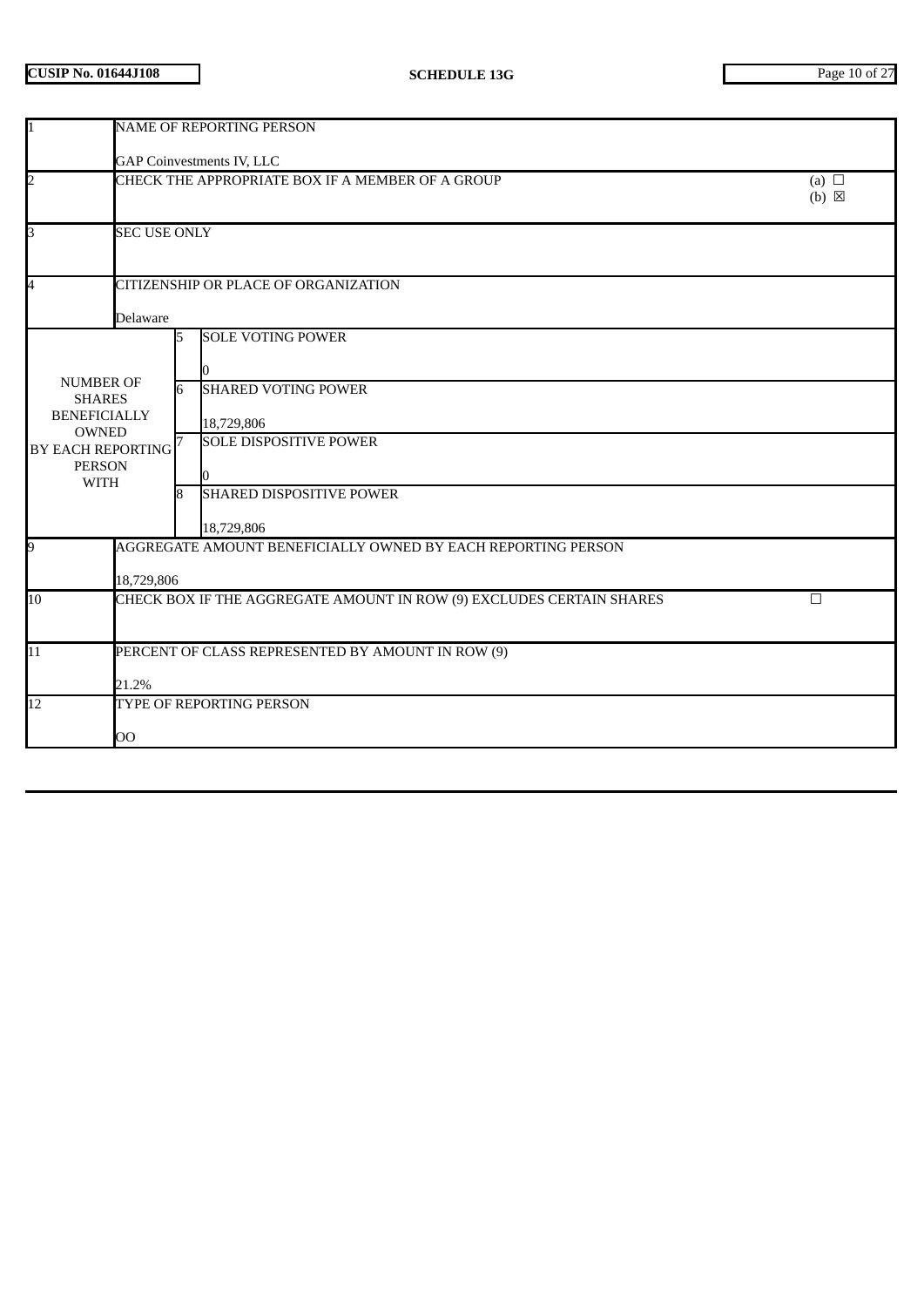CUSIP No. 01644J108 | SCHEDULE 13G

| | | | |
|---|---|---|---|
| 1 | NAME OF REPORTING PERSON<br><br>GAP Coinvestments IV, LLC | | |
| 2 | CHECK THE APPROPRIATE BOX IF A MEMBER OF A GROUP | | (a) ☐<br>(b) ☒ |
| 3 | SEC USE ONLY | | |
| 4 | CITIZENSHIP OR PLACE OF ORGANIZATION<br><br>Delaware | | |
| NUMBER OF SHARES BENEFICIALLY OWNED BY EACH REPORTING PERSON WITH | 5 | SOLE VOTING POWER<br><br>0 | |
| | 6 | SHARED VOTING POWER<br><br>18,729,806 | |
| | 7 | SOLE DISPOSITIVE POWER<br><br>0 | |
| | 8 | SHARED DISPOSITIVE POWER<br><br>18,729,806 | |
| 9 | AGGREGATE AMOUNT BENEFICIALLY OWNED BY EACH REPORTING PERSON<br><br>18,729,806 | | |
| 10 | CHECK BOX IF THE AGGREGATE AMOUNT IN ROW (9) EXCLUDES CERTAIN SHARES | | ☐ |
| 11 | PERCENT OF CLASS REPRESENTED BY AMOUNT IN ROW (9)<br><br>21.2% | | |
| 12 | TYPE OF REPORTING PERSON<br><br>OO | | |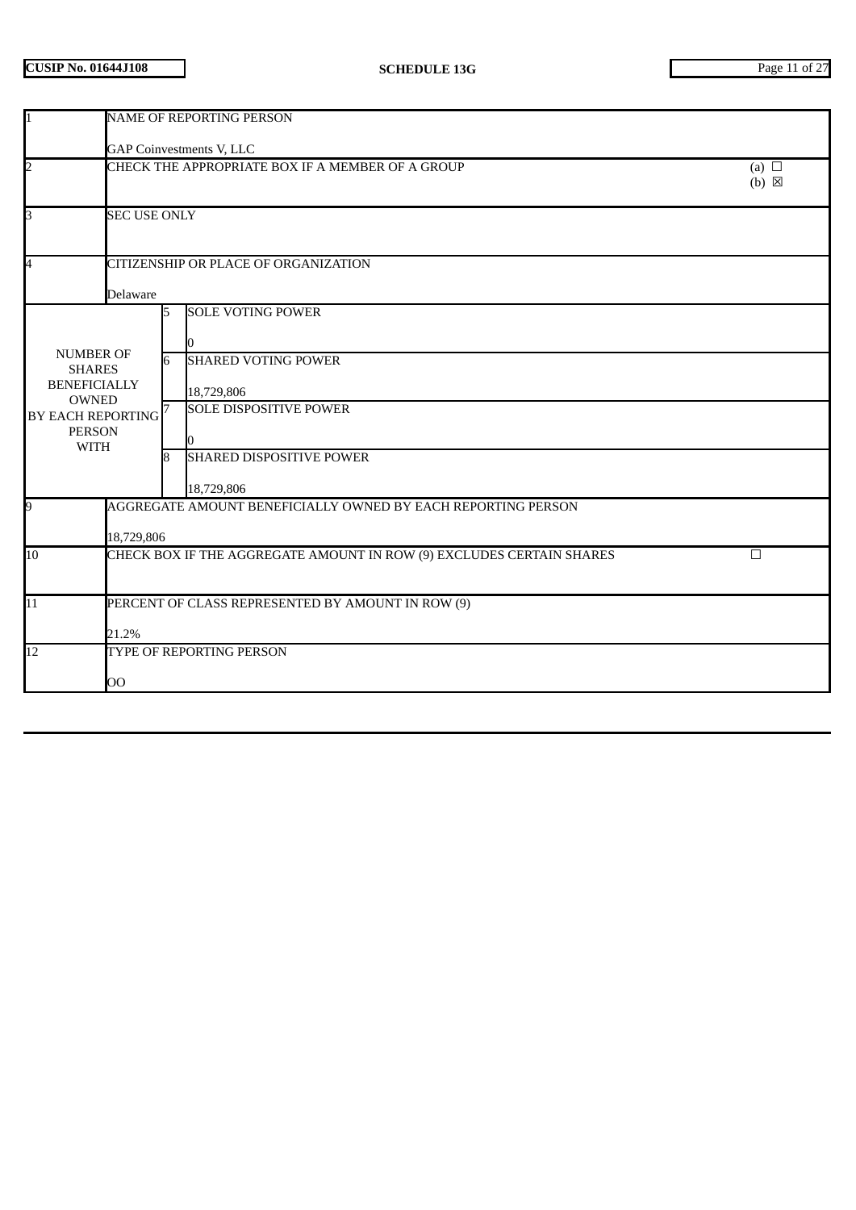**CUSIP No. 01644J108** | **SCHEDULE 13G**

| | | | |
|---|---|---|---|
| 1 | NAME OF REPORTING PERSON<br><br>GAP Coinvestments V, LLC | | |
| 2 | CHECK THE APPROPRIATE BOX IF A MEMBER OF A GROUP | | (a) ☐<br>(b) ☒ |
| 3 | SEC USE ONLY | | |
| 4 | CITIZENSHIP OR PLACE OF ORGANIZATION<br><br>Delaware | | |
| NUMBER OF SHARES BENEFICIALLY OWNED BY EACH REPORTING PERSON WITH | 5 | SOLE VOTING POWER<br><br>0 | |
| | 6 | SHARED VOTING POWER<br><br>18,729,806 | |
| | 7 | SOLE DISPOSITIVE POWER<br><br>0 | |
| | 8 | SHARED DISPOSITIVE POWER<br><br>18,729,806 | |
| 9 | AGGREGATE AMOUNT BENEFICIALLY OWNED BY EACH REPORTING PERSON<br><br>18,729,806 | | |
| 10 | CHECK BOX IF THE AGGREGATE AMOUNT IN ROW (9) EXCLUDES CERTAIN SHARES | | ☐ |
| 11 | PERCENT OF CLASS REPRESENTED BY AMOUNT IN ROW (9)<br><br>21.2% | | |
| 12 | TYPE OF REPORTING PERSON<br><br>OO | | |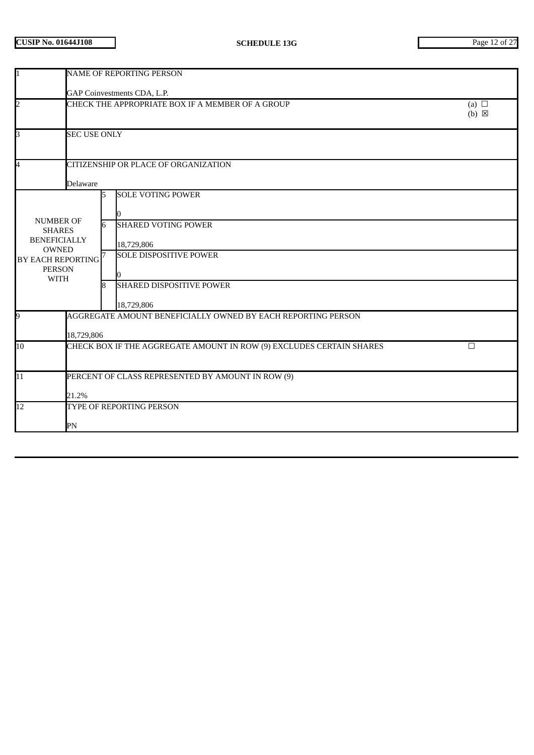| | | | |
|---|---|---|---|
| 1 | NAME OF REPORTING PERSON<br><br>GAP Coinvestments CDA, L.P. | | |
| 2 | CHECK THE APPROPRIATE BOX IF A MEMBER OF A GROUP | | (a) ☐<br>(b) ☒ |
| 3 | SEC USE ONLY | | |
| 4 | CITIZENSHIP OR PLACE OF ORGANIZATION<br><br>Delaware | | |
| NUMBER OF SHARES BENEFICIALLY OWNED BY EACH REPORTING PERSON WITH | 5 | SOLE VOTING POWER<br><br>0 | |
| | 6 | SHARED VOTING POWER<br><br>18,729,806 | |
| | 7 | SOLE DISPOSITIVE POWER<br><br>0 | |
| | 8 | SHARED DISPOSITIVE POWER<br><br>18,729,806 | |
| 9 | AGGREGATE AMOUNT BENEFICIALLY OWNED BY EACH REPORTING PERSON<br><br>18,729,806 | | |
| 10 | CHECK BOX IF THE AGGREGATE AMOUNT IN ROW (9) EXCLUDES CERTAIN SHARES | | ☐ |
| 11 | PERCENT OF CLASS REPRESENTED BY AMOUNT IN ROW (9)<br><br>21.2% | | |
| 12 | TYPE OF REPORTING PERSON<br><br>PN | | |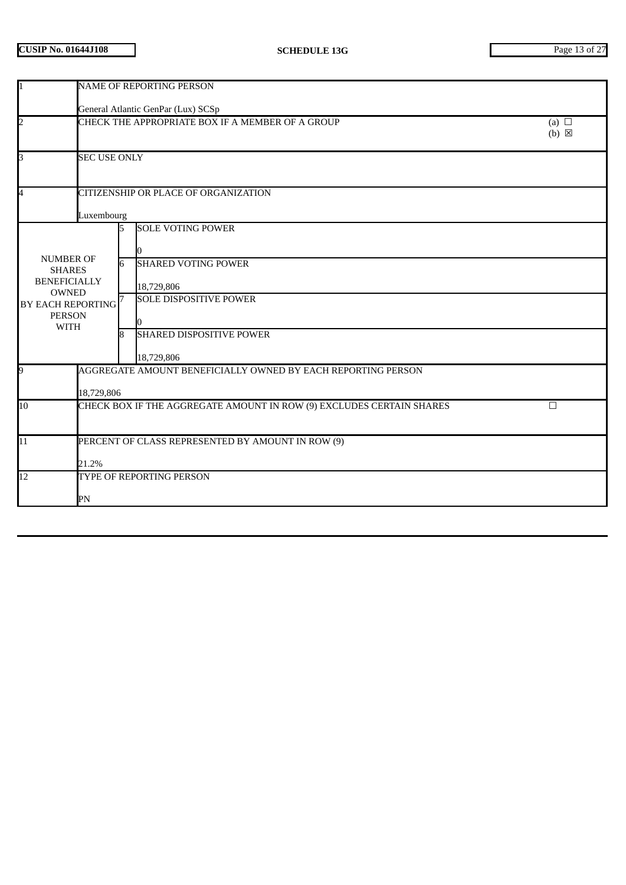| | | | |
|---|---|---|---|
| 1 | NAME OF REPORTING PERSON<br><br>General Atlantic GenPar (Lux) SCSp | | |
| 2 | CHECK THE APPROPRIATE BOX IF A MEMBER OF A GROUP | | (a) ☐<br>(b) ☒ |
| 3 | SEC USE ONLY | | |
| 4 | CITIZENSHIP OR PLACE OF ORGANIZATION<br><br>Luxembourg | | |
| NUMBER OF SHARES BENEFICIALLY OWNED BY EACH REPORTING PERSON WITH | 5 | SOLE VOTING POWER<br><br>0 | |
| | 6 | SHARED VOTING POWER<br><br>18,729,806 | |
| | 7 | SOLE DISPOSITIVE POWER<br><br>0 | |
| | 8 | SHARED DISPOSITIVE POWER<br><br>18,729,806 | |
| 9 | AGGREGATE AMOUNT BENEFICIALLY OWNED BY EACH REPORTING PERSON<br><br>18,729,806 | | |
| 10 | CHECK BOX IF THE AGGREGATE AMOUNT IN ROW (9) EXCLUDES CERTAIN SHARES | | ☐ |
| 11 | PERCENT OF CLASS REPRESENTED BY AMOUNT IN ROW (9)<br><br>21.2% | | |
| 12 | TYPE OF REPORTING PERSON<br><br>PN | | |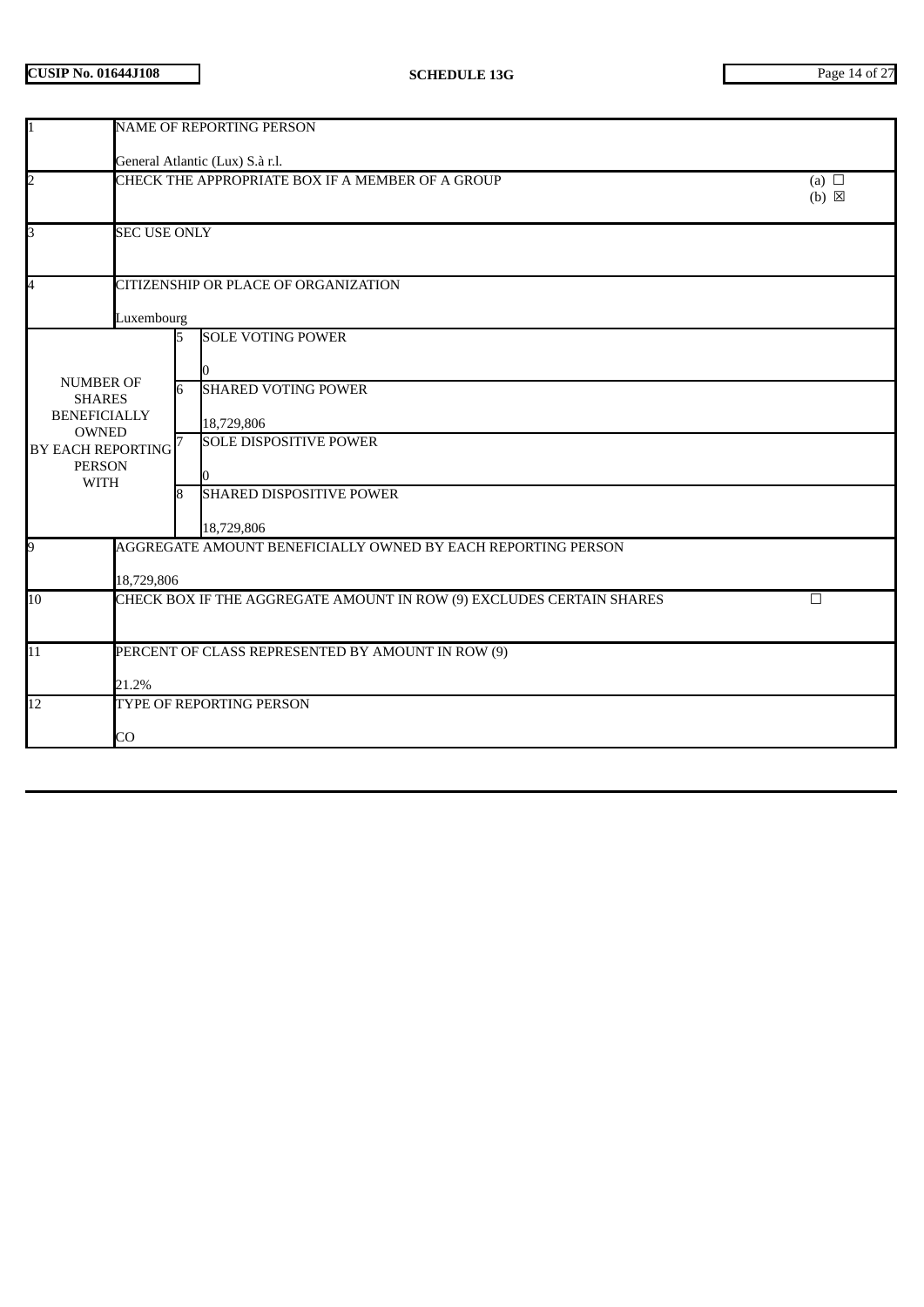| | | | |
|---|---|---|---|
| 1 | NAME OF REPORTING PERSON<br><br>General Atlantic (Lux) S.à r.l. | | |
| 2 | CHECK THE APPROPRIATE BOX IF A MEMBER OF A GROUP | | (a) ☐<br>(b) ☒ |
| 3 | SEC USE ONLY | | |
| 4 | CITIZENSHIP OR PLACE OF ORGANIZATION<br><br>Luxembourg | | |
| NUMBER OF SHARES BENEFICIALLY OWNED BY EACH REPORTING PERSON WITH | 5 | SOLE VOTING POWER<br><br>0 | |
| | 6 | SHARED VOTING POWER<br><br>18,729,806 | |
| | 7 | SOLE DISPOSITIVE POWER<br><br>0 | |
| | 8 | SHARED DISPOSITIVE POWER<br><br>18,729,806 | |
| 9 | AGGREGATE AMOUNT BENEFICIALLY OWNED BY EACH REPORTING PERSON<br><br>18,729,806 | | |
| 10 | CHECK BOX IF THE AGGREGATE AMOUNT IN ROW (9) EXCLUDES CERTAIN SHARES | | ☐ |
| 11 | PERCENT OF CLASS REPRESENTED BY AMOUNT IN ROW (9)<br><br>21.2% | | |
| 12 | TYPE OF REPORTING PERSON<br><br>CO | | |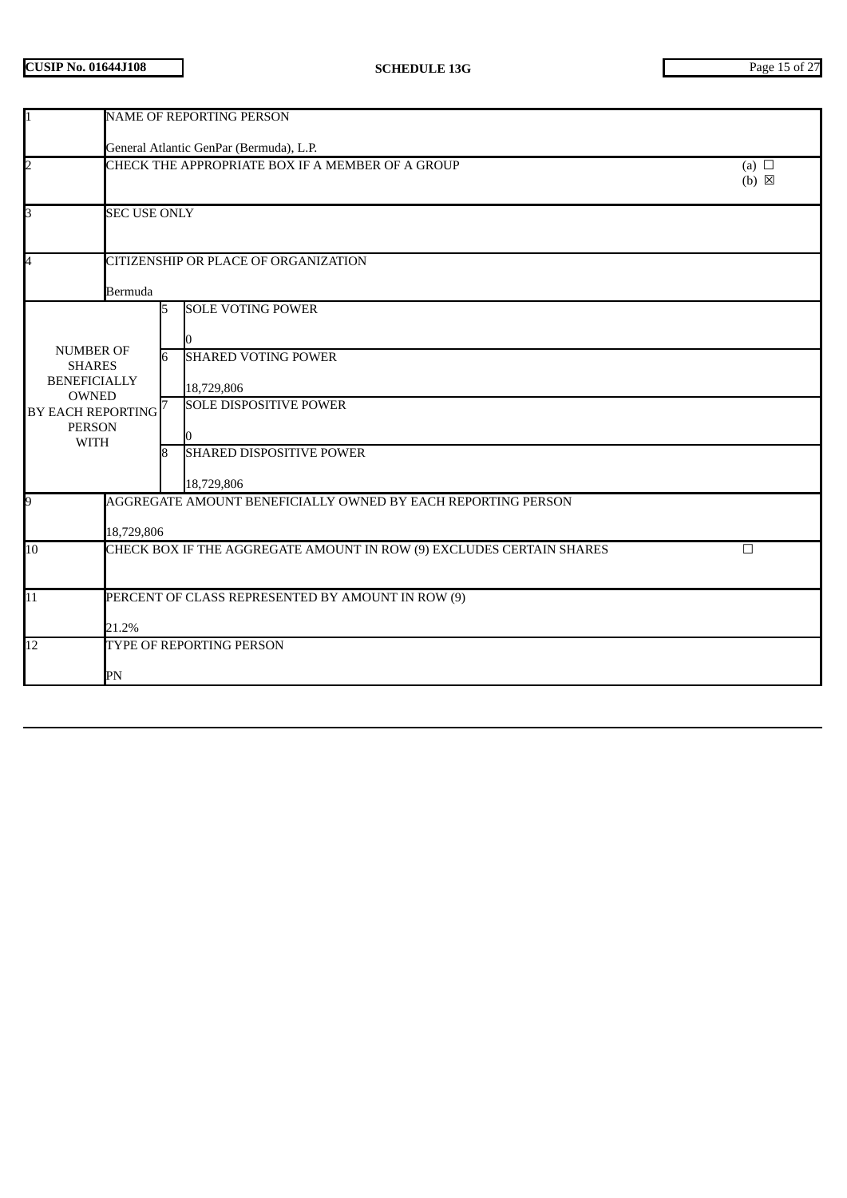| 1 | NAME OF REPORTING PERSON<br><br>General Atlantic GenPar (Bermuda), L.P. | | |
|---|---|---|---|
| 2 | CHECK THE APPROPRIATE BOX IF A MEMBER OF A GROUP | | (a) ☐<br>(b) ☒ |
| 3 | SEC USE ONLY | | |
| 4 | CITIZENSHIP OR PLACE OF ORGANIZATION<br><br>Bermuda | | |
| NUMBER OF SHARES BENEFICIALLY OWNED BY EACH REPORTING PERSON WITH | 5 | SOLE VOTING POWER<br><br>0 | |
| | 6 | SHARED VOTING POWER<br><br>18,729,806 | |
| | 7 | SOLE DISPOSITIVE POWER<br><br>0 | |
| | 8 | SHARED DISPOSITIVE POWER<br><br>18,729,806 | |
| 9 | AGGREGATE AMOUNT BENEFICIALLY OWNED BY EACH REPORTING PERSON<br><br>18,729,806 | | |
| 10 | CHECK BOX IF THE AGGREGATE AMOUNT IN ROW (9) EXCLUDES CERTAIN SHARES | | ☐ |
| 11 | PERCENT OF CLASS REPRESENTED BY AMOUNT IN ROW (9)<br><br>21.2% | | |
| 12 | TYPE OF REPORTING PERSON<br><br>PN | | |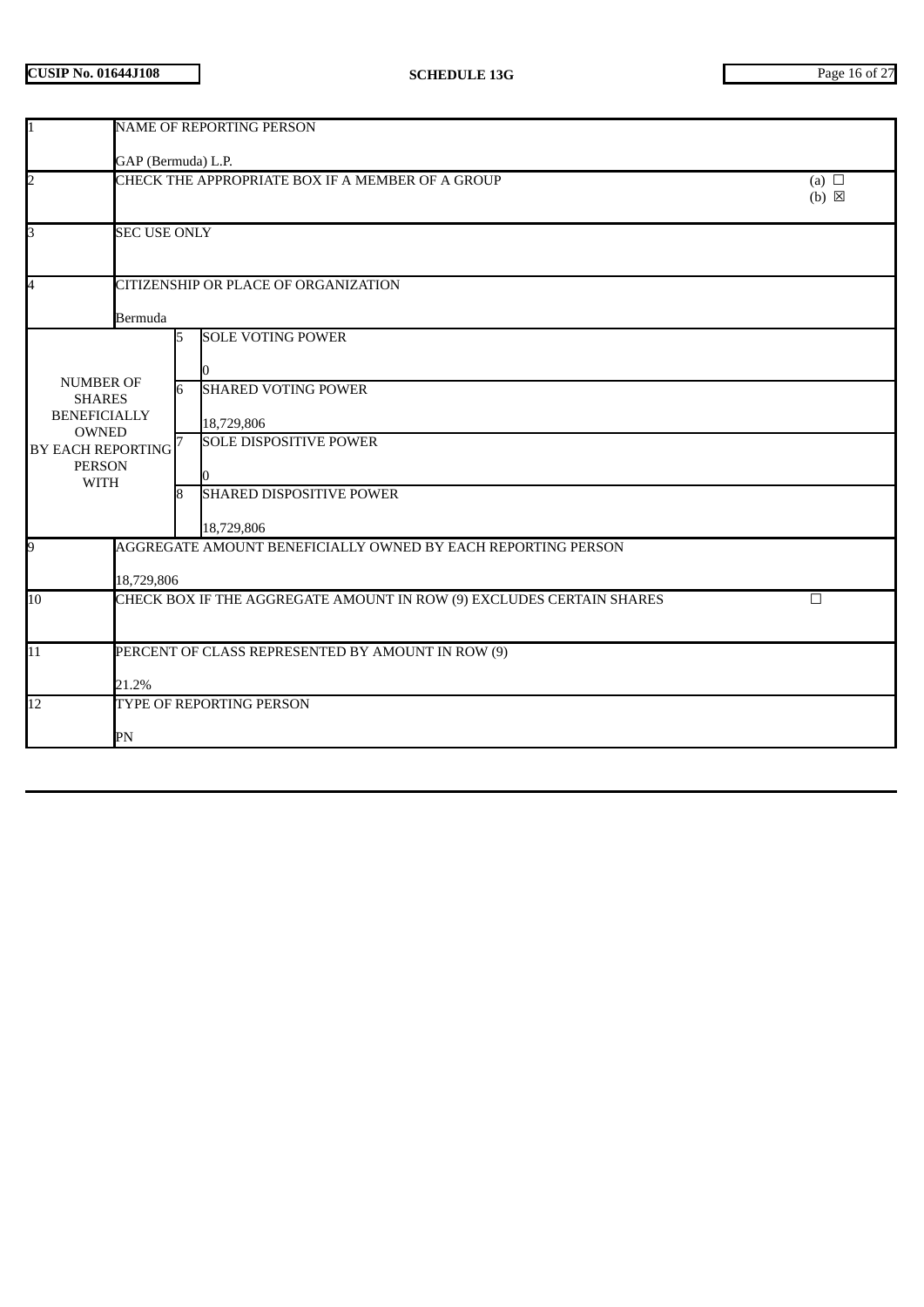**CUSIP No. 01644J108** **SCHEDULE 13G**

| | | | |
|---|---|---|---|
| 1 | NAME OF REPORTING PERSON<br><br>GAP (Bermuda) L.P. | | |
| 2 | CHECK THE APPROPRIATE BOX IF A MEMBER OF A GROUP | | (a) ☐<br>(b) ☒ |
| 3 | SEC USE ONLY | | |
| 4 | CITIZENSHIP OR PLACE OF ORGANIZATION<br><br>Bermuda | | |
| NUMBER OF SHARES BENEFICIALLY OWNED BY EACH REPORTING PERSON WITH | 5 | SOLE VOTING POWER<br><br>0 | |
| | 6 | SHARED VOTING POWER<br><br>18,729,806 | |
| | 7 | SOLE DISPOSITIVE POWER<br><br>0 | |
| | 8 | SHARED DISPOSITIVE POWER<br><br>18,729,806 | |
| 9 | AGGREGATE AMOUNT BENEFICIALLY OWNED BY EACH REPORTING PERSON<br><br>18,729,806 | | |
| 10 | CHECK BOX IF THE AGGREGATE AMOUNT IN ROW (9) EXCLUDES CERTAIN SHARES | | ☐ |
| 11 | PERCENT OF CLASS REPRESENTED BY AMOUNT IN ROW (9)<br><br>21.2% | | |
| 12 | TYPE OF REPORTING PERSON<br><br>PN | | |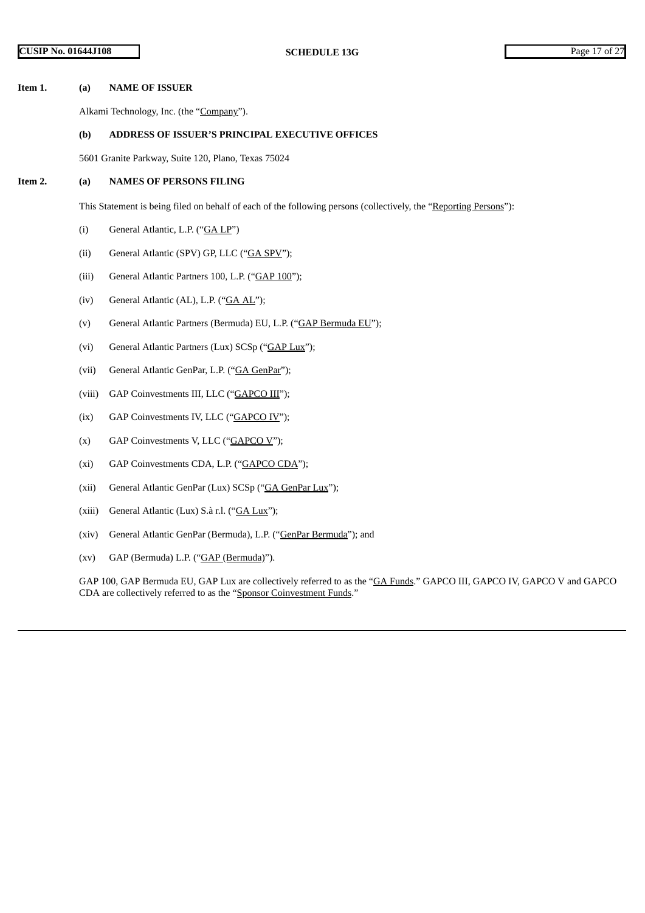**Item 1. (a) NAME OF ISSUER**

Alkami Technology, Inc. (the "Company").

**(b) ADDRESS OF ISSUER'S PRINCIPAL EXECUTIVE OFFICES**

5601 Granite Parkway, Suite 120, Plano, Texas 75024

**Item 2. (a) NAMES OF PERSONS FILING**

This Statement is being filed on behalf of each of the following persons (collectively, the "Reporting Persons"):

(i) General Atlantic, L.P. ("GA LP")

(ii) General Atlantic (SPV) GP, LLC ("GA SPV");

(iii) General Atlantic Partners 100, L.P. ("GAP 100");

(iv) General Atlantic (AL), L.P. ("GA AL");

(v) General Atlantic Partners (Bermuda) EU, L.P. ("GAP Bermuda EU");

(vi) General Atlantic Partners (Lux) SCSp ("GAP Lux");

(vii) General Atlantic GenPar, L.P. ("GA GenPar");

(viii) GAP Coinvestments III, LLC ("GAPCO III");

(ix) GAP Coinvestments IV, LLC ("GAPCO IV");

(x) GAP Coinvestments V, LLC ("GAPCO V");

(xi) GAP Coinvestments CDA, L.P. ("GAPCO CDA");

(xii) General Atlantic GenPar (Lux) SCSp ("GA GenPar Lux");

(xiii) General Atlantic (Lux) S.à r.l. ("GA Lux");

(xiv) General Atlantic GenPar (Bermuda), L.P. ("GenPar Bermuda"); and

(xv) GAP (Bermuda) L.P. ("GAP (Bermuda)").

GAP 100, GAP Bermuda EU, GAP Lux are collectively referred to as the "GA Funds." GAPCO III, GAPCO IV, GAPCO V and GAPCO CDA are collectively referred to as the "Sponsor Coinvestment Funds."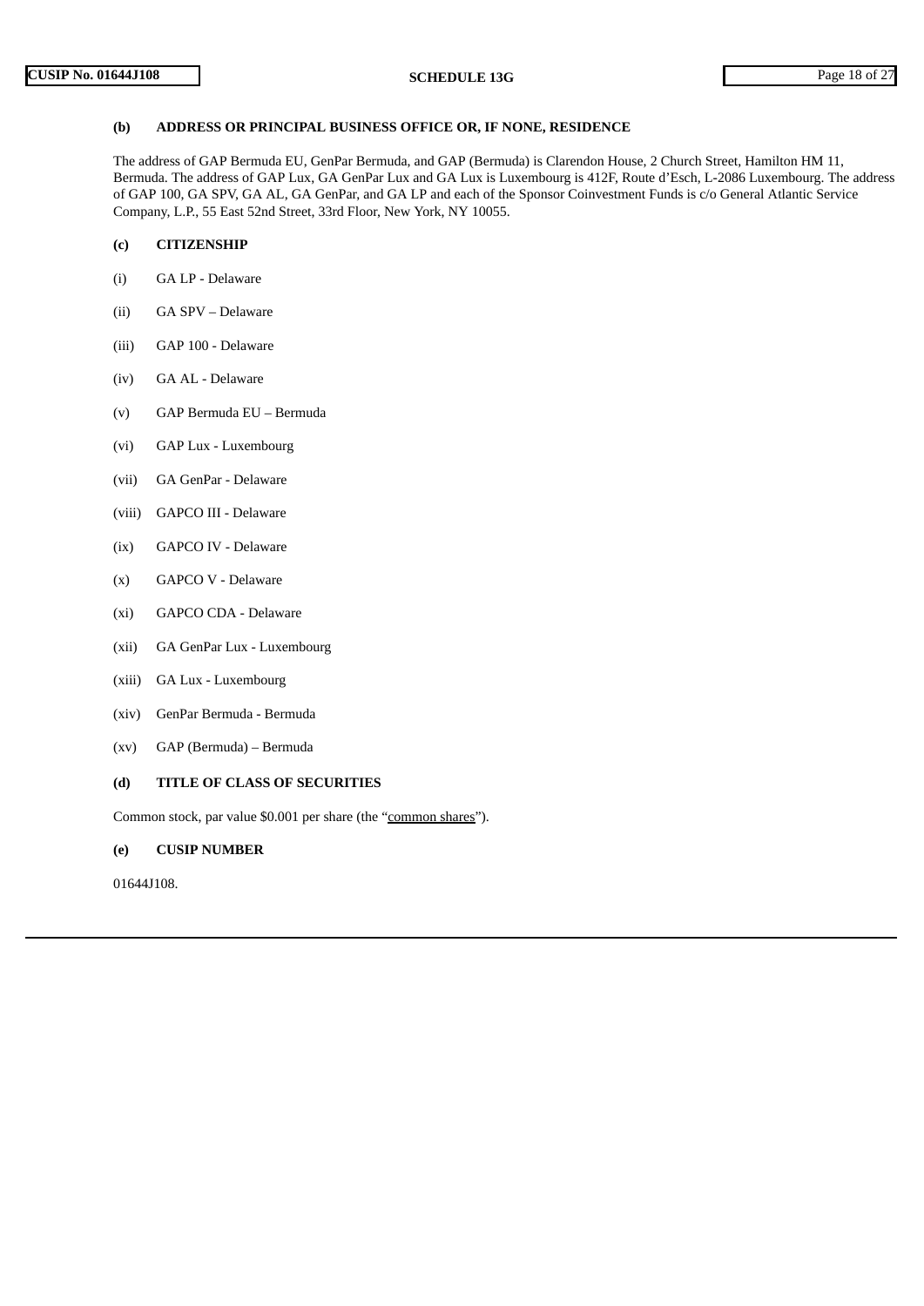**(b) ADDRESS OR PRINCIPAL BUSINESS OFFICE OR, IF NONE, RESIDENCE**

The address of GAP Bermuda EU, GenPar Bermuda, and GAP (Bermuda) is Clarendon House, 2 Church Street, Hamilton HM 11, Bermuda. The address of GAP Lux, GA GenPar Lux and GA Lux is Luxembourg is 412F, Route d'Esch, L-2086 Luxembourg. The address of GAP 100, GA SPV, GA AL, GA GenPar, and GA LP and each of the Sponsor Coinvestment Funds is c/o General Atlantic Service Company, L.P., 55 East 52nd Street, 33rd Floor, New York, NY 10055.

**(c) CITIZENSHIP**

(i) GA LP - Delaware

(ii) GA SPV – Delaware

(iii) GAP 100 - Delaware

(iv) GA AL - Delaware

(v) GAP Bermuda EU – Bermuda

(vi) GAP Lux - Luxembourg

(vii) GA GenPar - Delaware

(viii) GAPCO III - Delaware

(ix) GAPCO IV - Delaware

(x) GAPCO V - Delaware

(xi) GAPCO CDA - Delaware

(xii) GA GenPar Lux - Luxembourg

(xiii) GA Lux - Luxembourg

(xiv) GenPar Bermuda - Bermuda

(xv) GAP (Bermuda) – Bermuda

**(d) TITLE OF CLASS OF SECURITIES**

Common stock, par value $0.001 per share (the "common shares").

**(e) CUSIP NUMBER**

01644J108.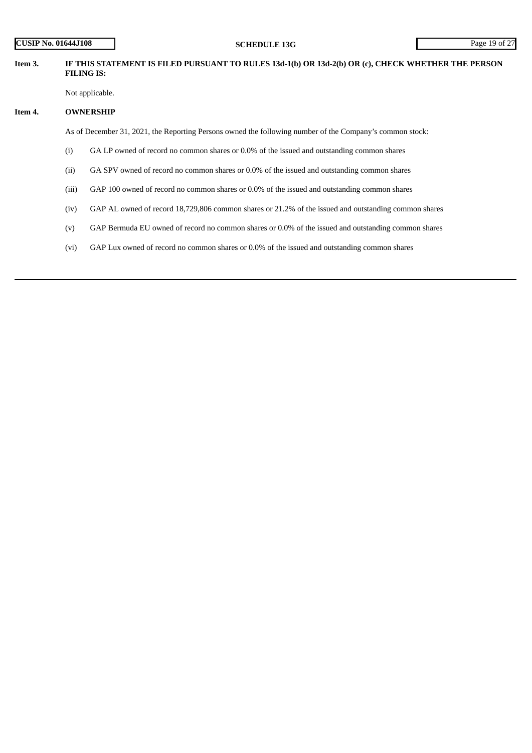**Item 3. IF THIS STATEMENT IS FILED PURSUANT TO RULES 13d-1(b) OR 13d-2(b) OR (c), CHECK WHETHER THE PERSON FILING IS:**

Not applicable.

**Item 4. OWNERSHIP**

As of December 31, 2021, the Reporting Persons owned the following number of the Company's common stock:

(i) GA LP owned of record no common shares or 0.0% of the issued and outstanding common shares

(ii) GA SPV owned of record no common shares or 0.0% of the issued and outstanding common shares

(iii) GAP 100 owned of record no common shares or 0.0% of the issued and outstanding common shares

(iv) GAP AL owned of record 18,729,806 common shares or 21.2% of the issued and outstanding common shares

(v) GAP Bermuda EU owned of record no common shares or 0.0% of the issued and outstanding common shares

(vi) GAP Lux owned of record no common shares or 0.0% of the issued and outstanding common shares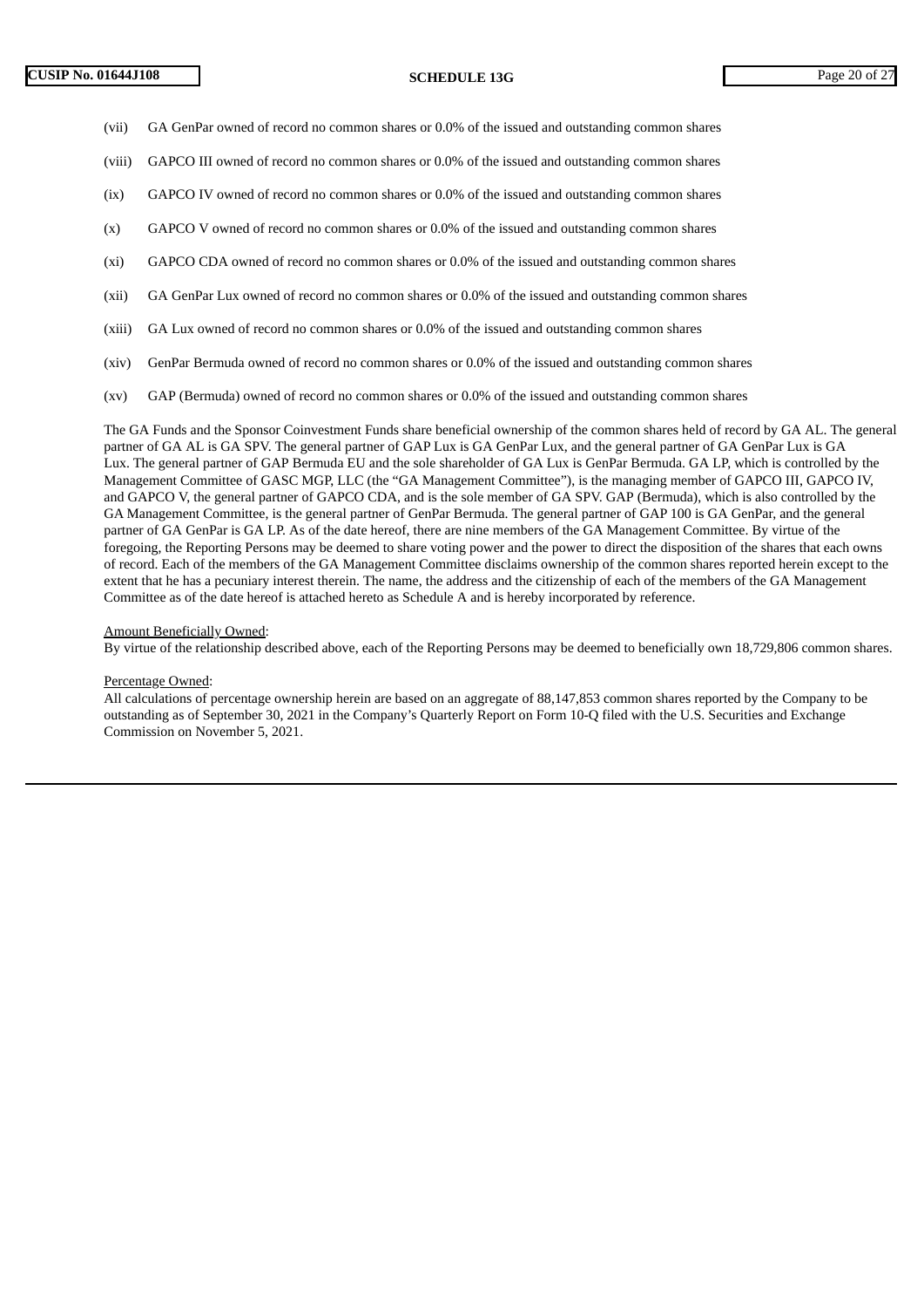(vii) GA GenPar owned of record no common shares or 0.0% of the issued and outstanding common shares

(viii) GAPCO III owned of record no common shares or 0.0% of the issued and outstanding common shares

(ix) GAPCO IV owned of record no common shares or 0.0% of the issued and outstanding common shares

(x) GAPCO V owned of record no common shares or 0.0% of the issued and outstanding common shares

(xi) GAPCO CDA owned of record no common shares or 0.0% of the issued and outstanding common shares

(xii) GA GenPar Lux owned of record no common shares or 0.0% of the issued and outstanding common shares

(xiii) GA Lux owned of record no common shares or 0.0% of the issued and outstanding common shares

(xiv) GenPar Bermuda owned of record no common shares or 0.0% of the issued and outstanding common shares

(xv) GAP (Bermuda) owned of record no common shares or 0.0% of the issued and outstanding common shares

The GA Funds and the Sponsor Coinvestment Funds share beneficial ownership of the common shares held of record by GA AL. The general partner of GA AL is GA SPV. The general partner of GAP Lux is GA GenPar Lux, and the general partner of GA GenPar Lux is GA Lux. The general partner of GAP Bermuda EU and the sole shareholder of GA Lux is GenPar Bermuda. GA LP, which is controlled by the Management Committee of GASC MGP, LLC (the "GA Management Committee"), is the managing member of GAPCO III, GAPCO IV, and GAPCO V, the general partner of GAPCO CDA, and is the sole member of GA SPV. GAP (Bermuda), which is also controlled by the GA Management Committee, is the general partner of GenPar Bermuda. The general partner of GAP 100 is GA GenPar, and the general partner of GA GenPar is GA LP. As of the date hereof, there are nine members of the GA Management Committee. By virtue of the foregoing, the Reporting Persons may be deemed to share voting power and the power to direct the disposition of the shares that each owns of record. Each of the members of the GA Management Committee disclaims ownership of the common shares reported herein except to the extent that he has a pecuniary interest therein. The name, the address and the citizenship of each of the members of the GA Management Committee as of the date hereof is attached hereto as Schedule A and is hereby incorporated by reference.

Amount Beneficially Owned:
By virtue of the relationship described above, each of the Reporting Persons may be deemed to beneficially own 18,729,806 common shares.

Percentage Owned:
All calculations of percentage ownership herein are based on an aggregate of 88,147,853 common shares reported by the Company to be outstanding as of September 30, 2021 in the Company's Quarterly Report on Form 10-Q filed with the U.S. Securities and Exchange Commission on November 5, 2021.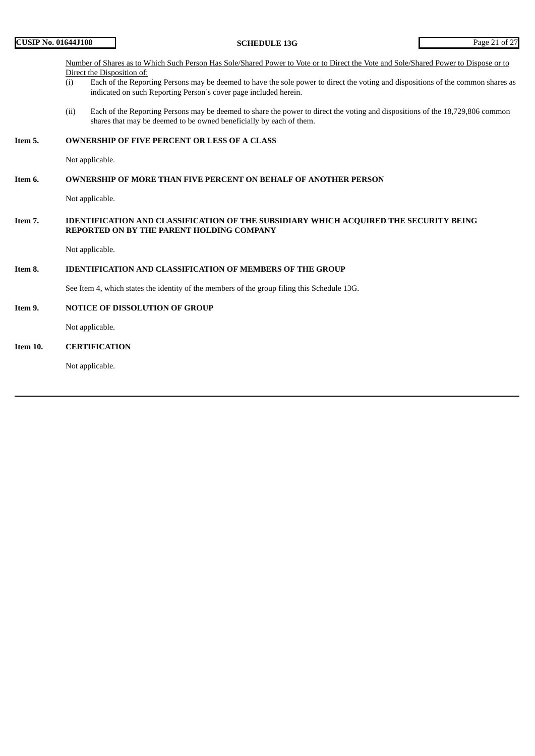Number of Shares as to Which Such Person Has Sole/Shared Power to Vote or to Direct the Vote and Sole/Shared Power to Dispose or to Direct the Disposition of:

(i) Each of the Reporting Persons may be deemed to have the sole power to direct the voting and dispositions of the common shares as indicated on such Reporting Person's cover page included herein.

(ii) Each of the Reporting Persons may be deemed to share the power to direct the voting and dispositions of the 18,729,806 common shares that may be deemed to be owned beneficially by each of them.

**Item 5. OWNERSHIP OF FIVE PERCENT OR LESS OF A CLASS**

Not applicable.

**Item 6. OWNERSHIP OF MORE THAN FIVE PERCENT ON BEHALF OF ANOTHER PERSON**

Not applicable.

**Item 7. IDENTIFICATION AND CLASSIFICATION OF THE SUBSIDIARY WHICH ACQUIRED THE SECURITY BEING REPORTED ON BY THE PARENT HOLDING COMPANY**

Not applicable.

**Item 8. IDENTIFICATION AND CLASSIFICATION OF MEMBERS OF THE GROUP**

See Item 4, which states the identity of the members of the group filing this Schedule 13G.

**Item 9. NOTICE OF DISSOLUTION OF GROUP**

Not applicable.

**Item 10. CERTIFICATION**

Not applicable.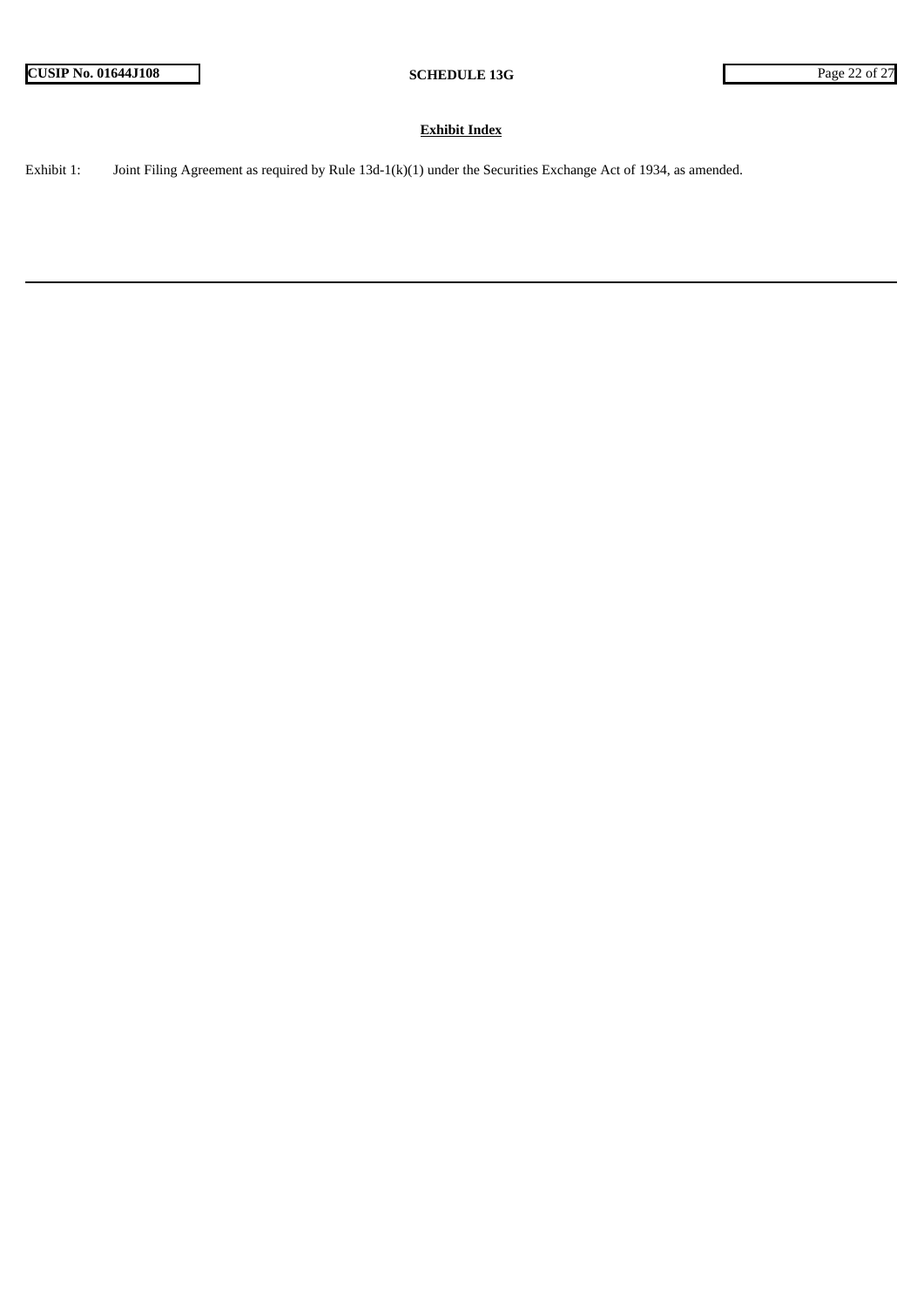**Exhibit Index**

Exhibit 1: Joint Filing Agreement as required by Rule 13d-1(k)(1) under the Securities Exchange Act of 1934, as amended.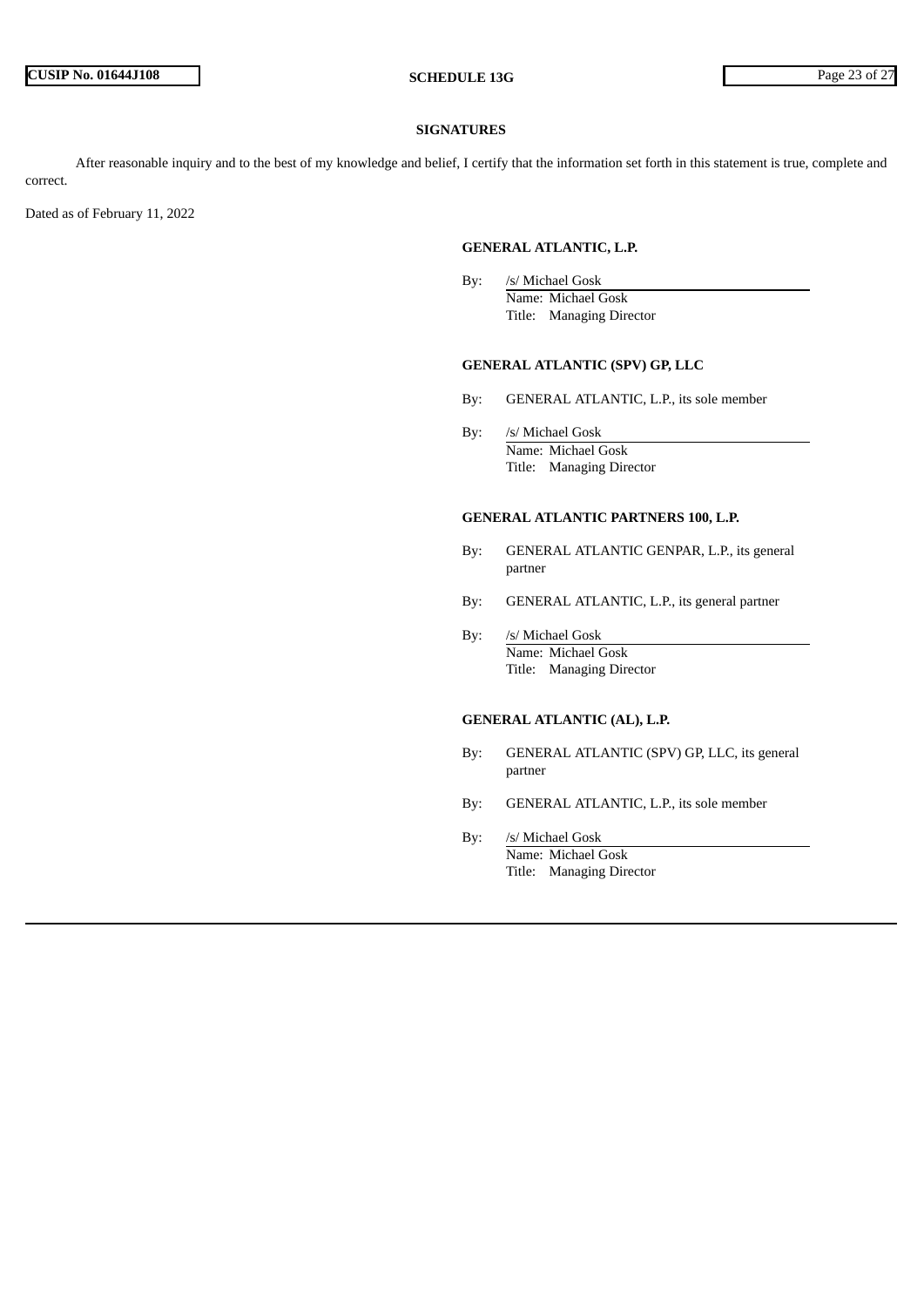## SIGNATURES

After reasonable inquiry and to the best of my knowledge and belief, I certify that the information set forth in this statement is true, complete and correct.

Dated as of February 11, 2022

**GENERAL ATLANTIC, L.P.**

By: /s/ Michael Gosk
Name: Michael Gosk
Title: Managing Director

**GENERAL ATLANTIC (SPV) GP, LLC**

By: GENERAL ATLANTIC, L.P., its sole member

By: /s/ Michael Gosk
Name: Michael Gosk
Title: Managing Director

**GENERAL ATLANTIC PARTNERS 100, L.P.**

By: GENERAL ATLANTIC GENPAR, L.P., its general partner

By: GENERAL ATLANTIC, L.P., its general partner

By: /s/ Michael Gosk
Name: Michael Gosk
Title: Managing Director

**GENERAL ATLANTIC (AL), L.P.**

By: GENERAL ATLANTIC (SPV) GP, LLC, its general partner

By: GENERAL ATLANTIC, L.P., its sole member

By: /s/ Michael Gosk
Name: Michael Gosk
Title: Managing Director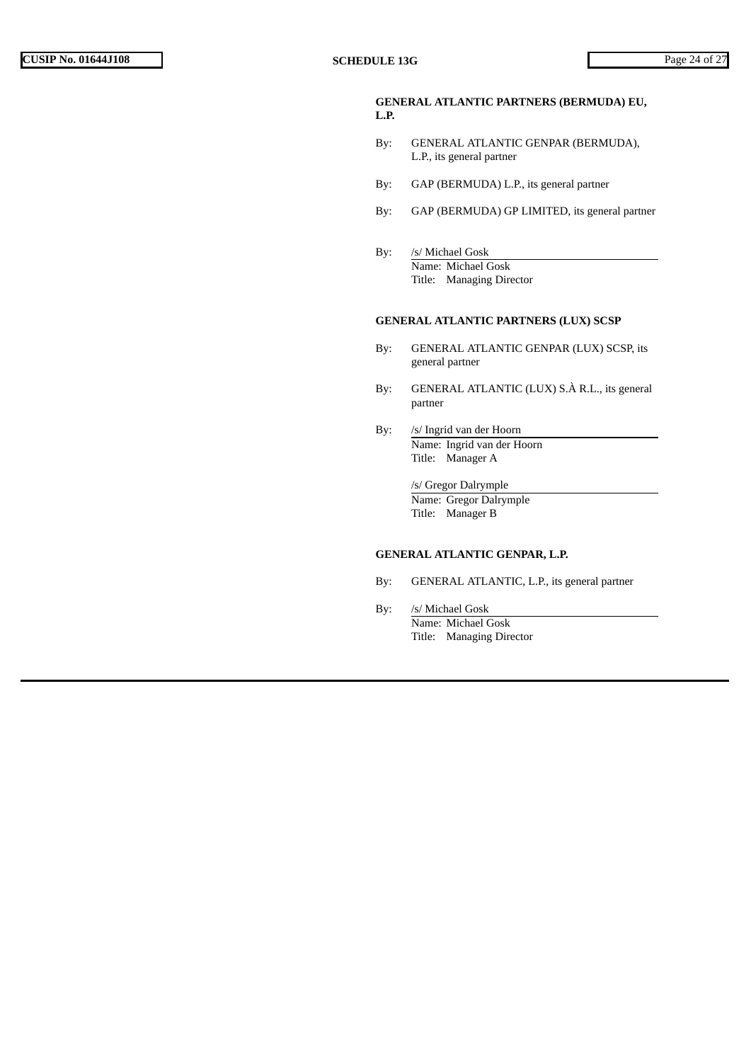**GENERAL ATLANTIC PARTNERS (BERMUDA) EU, L.P.**

By: GENERAL ATLANTIC GENPAR (BERMUDA), L.P., its general partner

By: GAP (BERMUDA) L.P., its general partner

By: GAP (BERMUDA) GP LIMITED, its general partner

By: /s/ Michael Gosk
Name: Michael Gosk
Title: Managing Director

**GENERAL ATLANTIC PARTNERS (LUX) SCSP**

By: GENERAL ATLANTIC GENPAR (LUX) SCSP, its general partner

By: GENERAL ATLANTIC (LUX) S.À R.L., its general partner

By: /s/ Ingrid van der Hoorn
Name: Ingrid van der Hoorn
Title: Manager A

/s/ Gregor Dalrymple
Name: Gregor Dalrymple
Title: Manager B

**GENERAL ATLANTIC GENPAR, L.P.**

By: GENERAL ATLANTIC, L.P., its general partner

By: /s/ Michael Gosk
Name: Michael Gosk
Title: Managing Director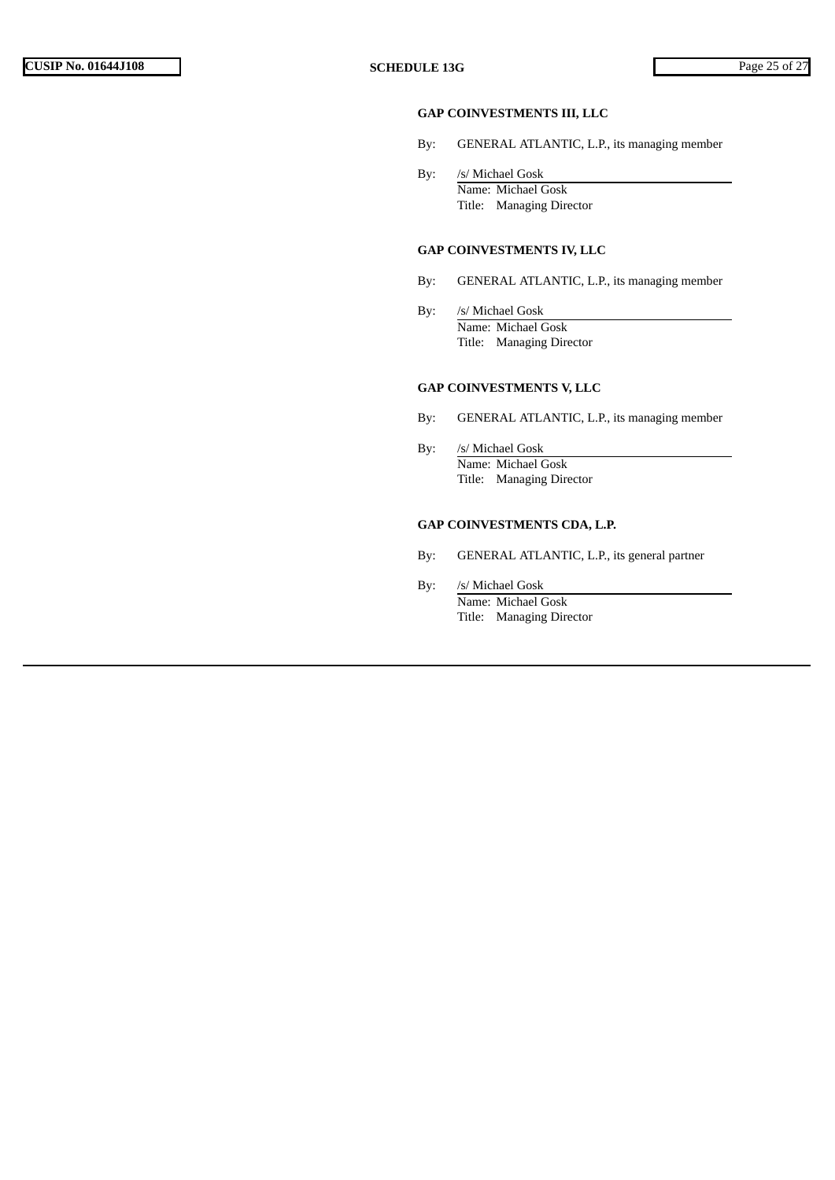**GAP COINVESTMENTS III, LLC**

By: GENERAL ATLANTIC, L.P., its managing member

By: /s/ Michael Gosk
Name: Michael Gosk
Title: Managing Director

**GAP COINVESTMENTS IV, LLC**

By: GENERAL ATLANTIC, L.P., its managing member

By: /s/ Michael Gosk
Name: Michael Gosk
Title: Managing Director

**GAP COINVESTMENTS V, LLC**

By: GENERAL ATLANTIC, L.P., its managing member

By: /s/ Michael Gosk
Name: Michael Gosk
Title: Managing Director

**GAP COINVESTMENTS CDA, L.P.**

By: GENERAL ATLANTIC, L.P., its general partner

By: /s/ Michael Gosk
Name: Michael Gosk
Title: Managing Director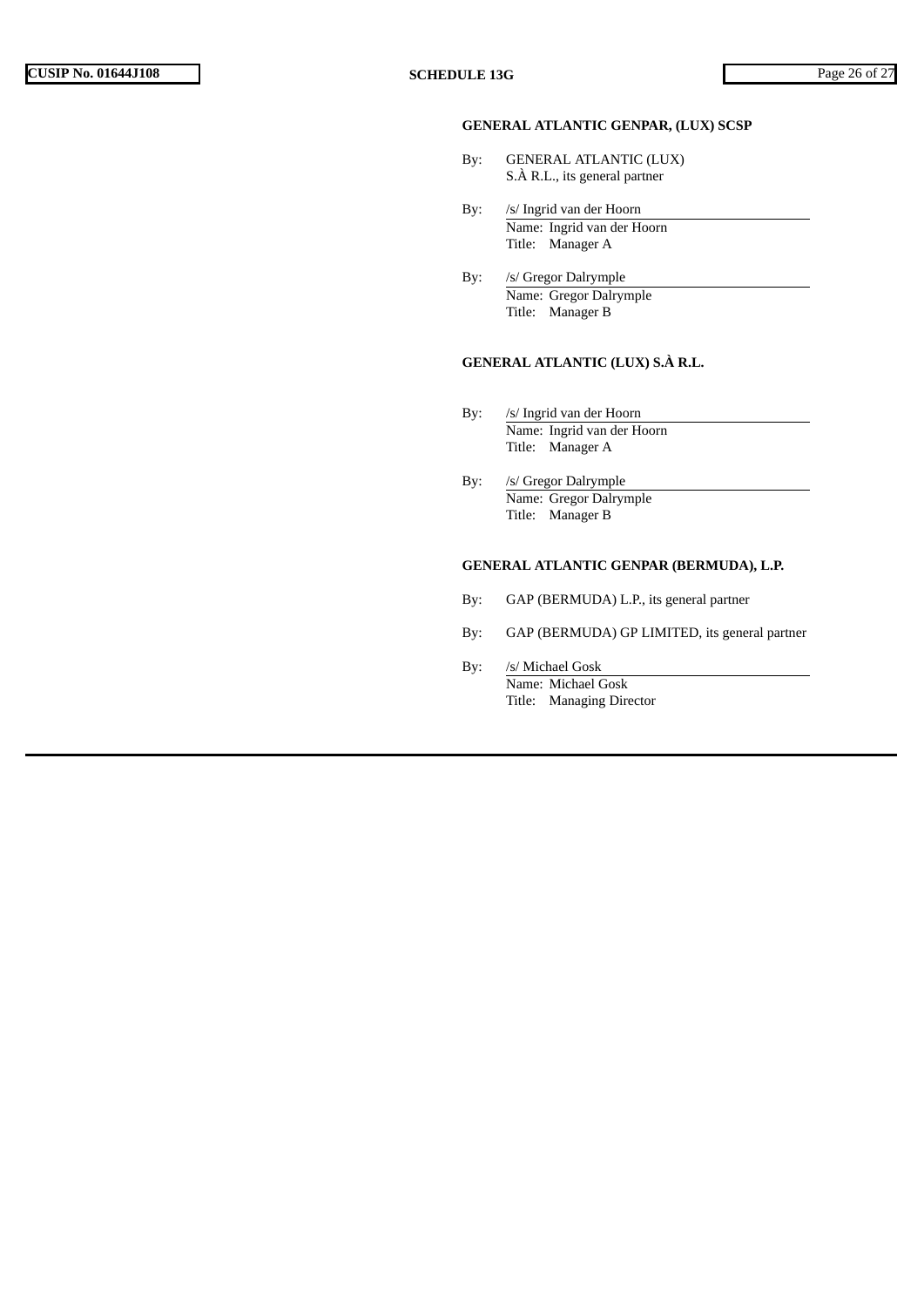**GENERAL ATLANTIC GENPAR, (LUX) SCSP**

By: GENERAL ATLANTIC (LUX) S.À R.L., its general partner

By: /s/ Ingrid van der Hoorn
Name: Ingrid van der Hoorn
Title: Manager A

By: /s/ Gregor Dalrymple
Name: Gregor Dalrymple
Title: Manager B

**GENERAL ATLANTIC (LUX) S.À R.L.**

By: /s/ Ingrid van der Hoorn
Name: Ingrid van der Hoorn
Title: Manager A

By: /s/ Gregor Dalrymple
Name: Gregor Dalrymple
Title: Manager B

**GENERAL ATLANTIC GENPAR (BERMUDA), L.P.**

By: GAP (BERMUDA) L.P., its general partner

By: GAP (BERMUDA) GP LIMITED, its general partner

By: /s/ Michael Gosk
Name: Michael Gosk
Title: Managing Director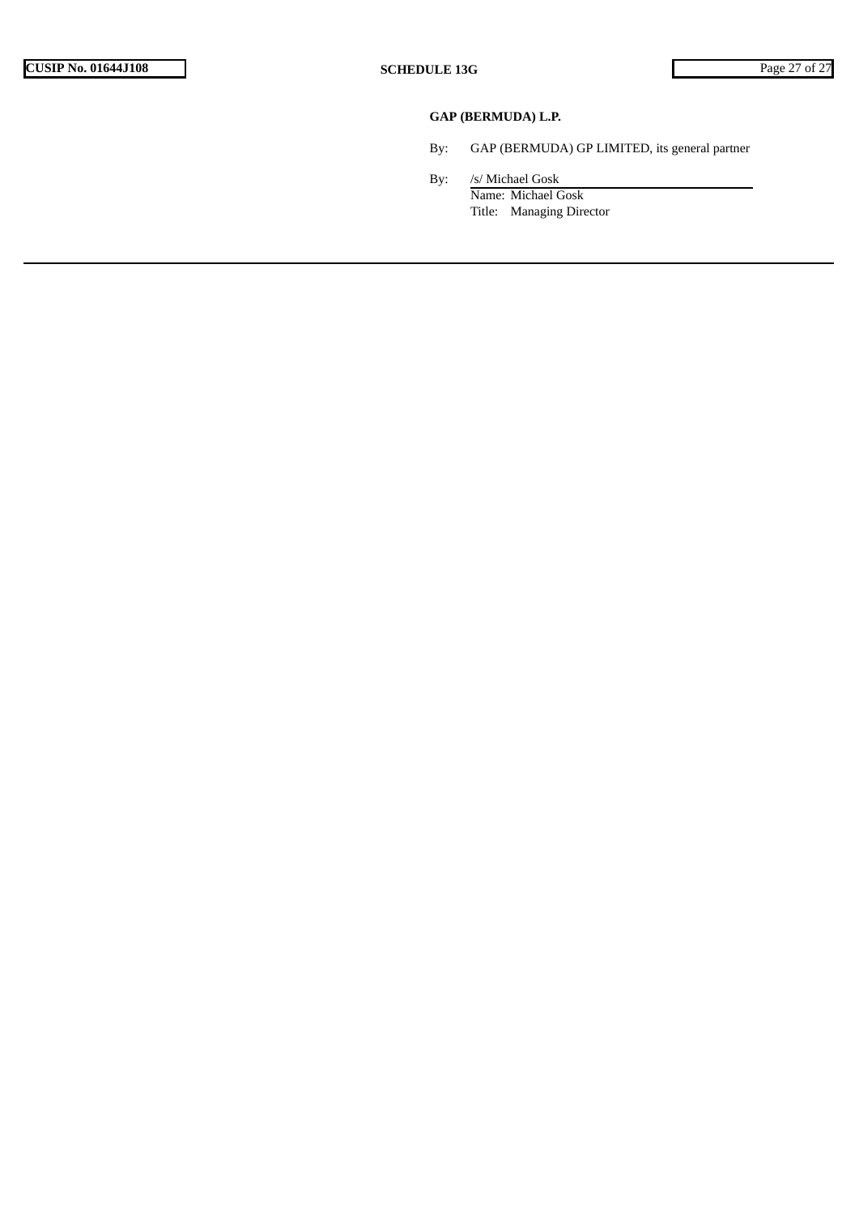**GAP (BERMUDA) L.P.**

By: GAP (BERMUDA) GP LIMITED, its general partner

By: /s/ Michael Gosk

Name: Michael Gosk

Title: Managing Director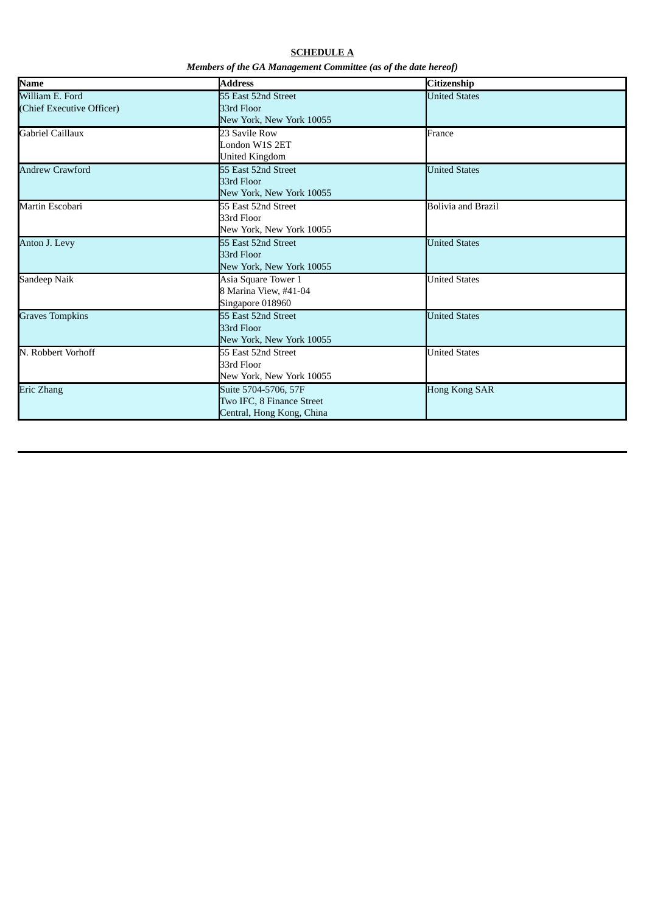**SCHEDULE A**

***Members of the GA Management Committee (as of the date hereof)***

| **Name** | **Address** | **Citizenship** |
|---|---|---|
| William E. Ford<br>(Chief Executive Officer) | 55 East 52nd Street<br>33rd Floor<br>New York, New York 10055 | United States |
| Gabriel Caillaux | 23 Savile Row<br>London W1S 2ET<br>United Kingdom | France |
| Andrew Crawford | 55 East 52nd Street<br>33rd Floor<br>New York, New York 10055 | United States |
| Martin Escobari | 55 East 52nd Street<br>33rd Floor<br>New York, New York 10055 | Bolivia and Brazil |
| Anton J. Levy | 55 East 52nd Street<br>33rd Floor<br>New York, New York 10055 | United States |
| Sandeep Naik | Asia Square Tower 1<br>8 Marina View, #41-04<br>Singapore 018960 | United States |
| Graves Tompkins | 55 East 52nd Street<br>33rd Floor<br>New York, New York 10055 | United States |
| N. Robbert Vorhoff | 55 East 52nd Street<br>33rd Floor<br>New York, New York 10055 | United States |
| Eric Zhang | Suite 5704-5706, 57F<br>Two IFC, 8 Finance Street<br>Central, Hong Kong, China | Hong Kong SAR |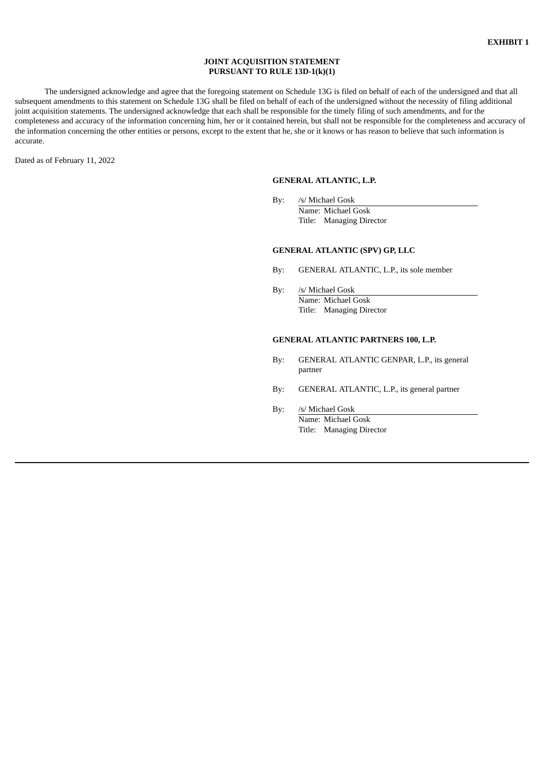**EXHIBIT 1**

**JOINT ACQUISITION STATEMENT**
**PURSUANT TO RULE 13D-1(k)(1)**

The undersigned acknowledge and agree that the foregoing statement on Schedule 13G is filed on behalf of each of the undersigned and that all subsequent amendments to this statement on Schedule 13G shall be filed on behalf of each of the undersigned without the necessity of filing additional joint acquisition statements. The undersigned acknowledge that each shall be responsible for the timely filing of such amendments, and for the completeness and accuracy of the information concerning him, her or it contained herein, but shall not be responsible for the completeness and accuracy of the information concerning the other entities or persons, except to the extent that he, she or it knows or has reason to believe that such information is accurate.

Dated as of February 11, 2022

**GENERAL ATLANTIC, L.P.**

By: /s/ Michael Gosk
Name: Michael Gosk
Title: Managing Director

**GENERAL ATLANTIC (SPV) GP, LLC**

By: GENERAL ATLANTIC, L.P., its sole member

By: /s/ Michael Gosk
Name: Michael Gosk
Title: Managing Director

**GENERAL ATLANTIC PARTNERS 100, L.P.**

By: GENERAL ATLANTIC GENPAR, L.P., its general partner

By: GENERAL ATLANTIC, L.P., its general partner

By: /s/ Michael Gosk
Name: Michael Gosk
Title: Managing Director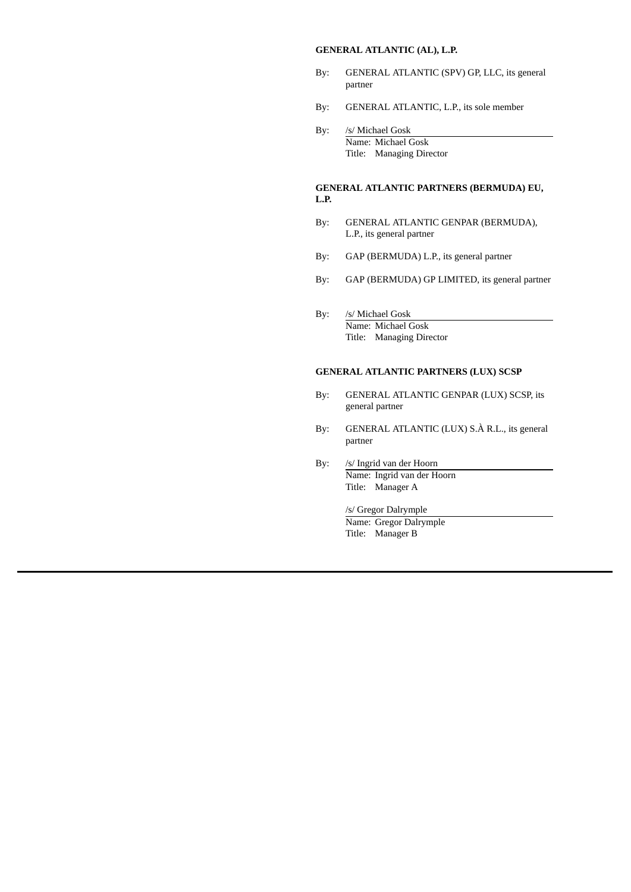**GENERAL ATLANTIC (AL), L.P.**

By: GENERAL ATLANTIC (SPV) GP, LLC, its general partner

By: GENERAL ATLANTIC, L.P., its sole member

By: /s/ Michael Gosk
Name: Michael Gosk
Title: Managing Director

**GENERAL ATLANTIC PARTNERS (BERMUDA) EU, L.P.**

By: GENERAL ATLANTIC GENPAR (BERMUDA), L.P., its general partner

By: GAP (BERMUDA) L.P., its general partner

By: GAP (BERMUDA) GP LIMITED, its general partner

By: /s/ Michael Gosk
Name: Michael Gosk
Title: Managing Director

**GENERAL ATLANTIC PARTNERS (LUX) SCSP**

By: GENERAL ATLANTIC GENPAR (LUX) SCSP, its general partner

By: GENERAL ATLANTIC (LUX) S.À R.L., its general partner

By: /s/ Ingrid van der Hoorn
Name: Ingrid van der Hoorn
Title: Manager A

/s/ Gregor Dalrymple
Name: Gregor Dalrymple
Title: Manager B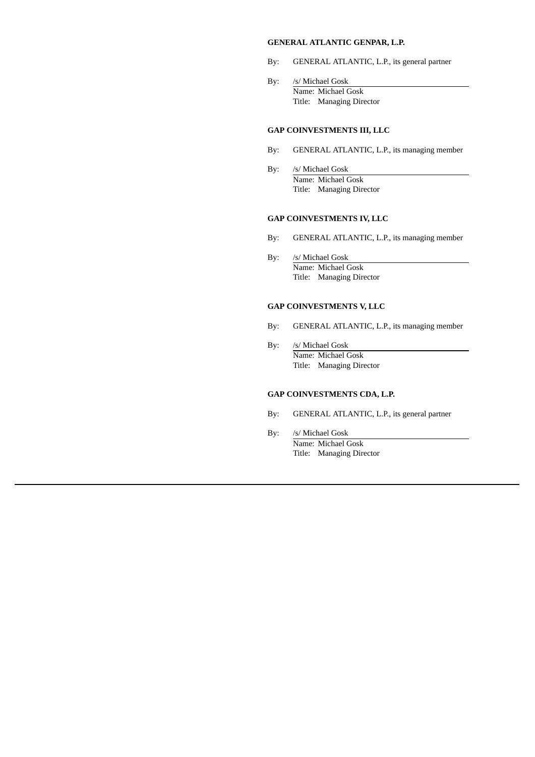**GENERAL ATLANTIC GENPAR, L.P.**

By: GENERAL ATLANTIC, L.P., its general partner

By: /s/ Michael Gosk
Name: Michael Gosk
Title: Managing Director

**GAP COINVESTMENTS III, LLC**

By: GENERAL ATLANTIC, L.P., its managing member

By: /s/ Michael Gosk
Name: Michael Gosk
Title: Managing Director

**GAP COINVESTMENTS IV, LLC**

By: GENERAL ATLANTIC, L.P., its managing member

By: /s/ Michael Gosk
Name: Michael Gosk
Title: Managing Director

**GAP COINVESTMENTS V, LLC**

By: GENERAL ATLANTIC, L.P., its managing member

By: /s/ Michael Gosk
Name: Michael Gosk
Title: Managing Director

**GAP COINVESTMENTS CDA, L.P.**

By: GENERAL ATLANTIC, L.P., its general partner

By: /s/ Michael Gosk
Name: Michael Gosk
Title: Managing Director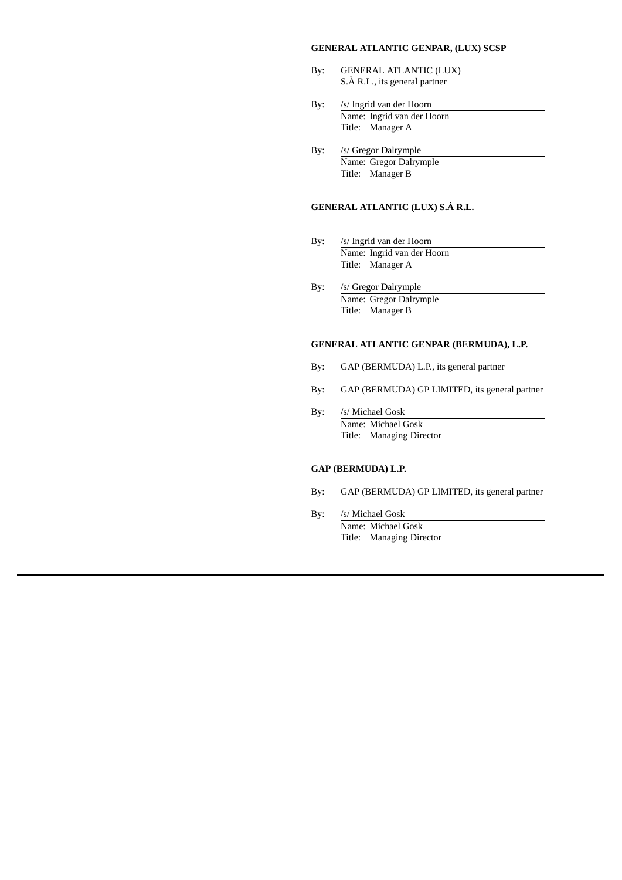**GENERAL ATLANTIC GENPAR, (LUX) SCSP**

By: GENERAL ATLANTIC (LUX) S.À R.L., its general partner

By: /s/ Ingrid van der Hoorn
Name: Ingrid van der Hoorn
Title: Manager A

By: /s/ Gregor Dalrymple
Name: Gregor Dalrymple
Title: Manager B

**GENERAL ATLANTIC (LUX) S.À R.L.**

By: /s/ Ingrid van der Hoorn
Name: Ingrid van der Hoorn
Title: Manager A

By: /s/ Gregor Dalrymple
Name: Gregor Dalrymple
Title: Manager B

**GENERAL ATLANTIC GENPAR (BERMUDA), L.P.**

By: GAP (BERMUDA) L.P., its general partner

By: GAP (BERMUDA) GP LIMITED, its general partner

By: /s/ Michael Gosk
Name: Michael Gosk
Title: Managing Director

**GAP (BERMUDA) L.P.**

By: GAP (BERMUDA) GP LIMITED, its general partner

By: /s/ Michael Gosk
Name: Michael Gosk
Title: Managing Director